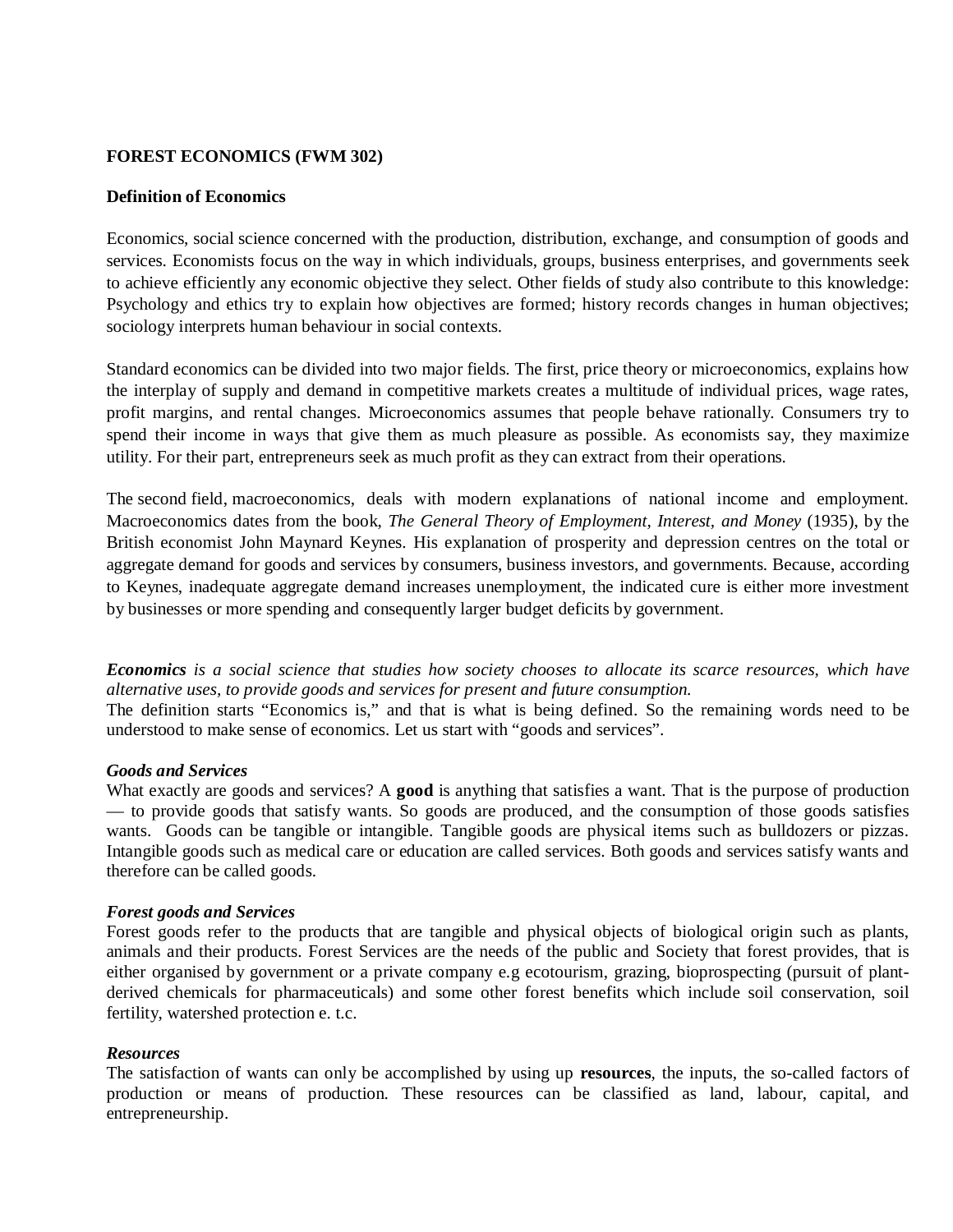**FOREST ECONOMICS (FWM 302)**

**Definition of Economics**

Economics, social science concerned with the production, distribution, exchange, and consumption of goods and services. Economists focus on the way in which individuals, groups, business enterprises, and governments seek to achieve efficiently any economic objective they select. Other fields of study also contribute to this knowledge: Psychology and ethics try to explain how objectives are formed; history records changes in human objectives; sociology interprets human behaviour in social contexts.

Standard economics can be divided into two major fields. The first, price theory or microeconomics, explains how the interplay of supply and demand in competitive markets creates a multitude of individual prices, wage rates, profit margins, and rental changes. Microeconomics assumes that people behave rationally. Consumers try to spend their income in ways that give them as much pleasure as possible. As economists say, they maximize utility. For their part, entrepreneurs seek as much profit as they can extract from their operations.

The second field, macroeconomics, deals with modern explanations of national income and employment. Macroeconomics dates from the book, *The General Theory of Employment, Interest, and Money* (1935), by the British economist John Maynard Keynes. His explanation of prosperity and depression centres on the total or aggregate demand for goods and services by consumers, business investors, and governments. Because, according to Keynes, inadequate aggregate demand increases unemployment, the indicated cure is either more investment by businesses or more spending and consequently larger budget deficits by government.

***Economics*** *is a social science that studies how society chooses to allocate its scarce resources, which have alternative uses, to provide goods and services for present and future consumption.*
The definition starts "Economics is," and that is what is being defined. So the remaining words need to be understood to make sense of economics. Let us start with "goods and services".

***Goods and Services***
What exactly are goods and services? A **good** is anything that satisfies a want. That is the purpose of production — to provide goods that satisfy wants. So goods are produced, and the consumption of those goods satisfies wants. Goods can be tangible or intangible. Tangible goods are physical items such as bulldozers or pizzas. Intangible goods such as medical care or education are called services. Both goods and services satisfy wants and therefore can be called goods.

***Forest goods and Services***
Forest goods refer to the products that are tangible and physical objects of biological origin such as plants, animals and their products. Forest Services are the needs of the public and Society that forest provides, that is either organised by government or a private company e.g ecotourism, grazing, bioprospecting (pursuit of plant-derived chemicals for pharmaceuticals) and some other forest benefits which include soil conservation, soil fertility, watershed protection e. t.c.

***Resources***
The satisfaction of wants can only be accomplished by using up **resources**, the inputs, the so-called factors of production or means of production. These resources can be classified as land, labour, capital, and entrepreneurship.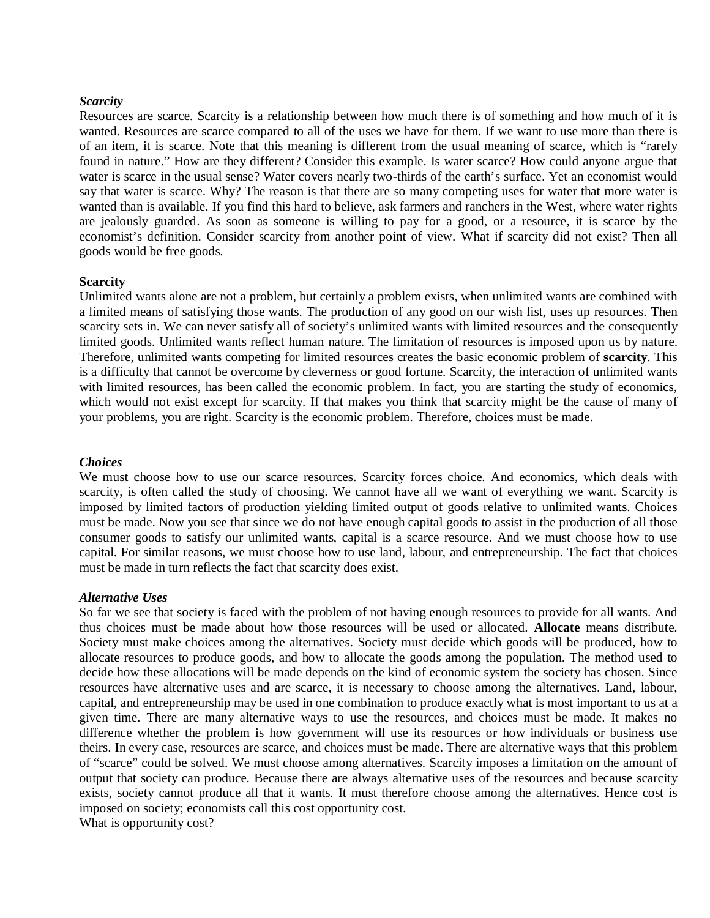***Scarcity***

Resources are scarce. Scarcity is a relationship between how much there is of something and how much of it is wanted. Resources are scarce compared to all of the uses we have for them. If we want to use more than there is of an item, it is scarce. Note that this meaning is different from the usual meaning of scarce, which is "rarely found in nature." How are they different? Consider this example. Is water scarce? How could anyone argue that water is scarce in the usual sense? Water covers nearly two-thirds of the earth's surface. Yet an economist would say that water is scarce. Why? The reason is that there are so many competing uses for water that more water is wanted than is available. If you find this hard to believe, ask farmers and ranchers in the West, where water rights are jealously guarded. As soon as someone is willing to pay for a good, or a resource, it is scarce by the economist's definition. Consider scarcity from another point of view. What if scarcity did not exist? Then all goods would be free goods.

**Scarcity**

Unlimited wants alone are not a problem, but certainly a problem exists, when unlimited wants are combined with a limited means of satisfying those wants. The production of any good on our wish list, uses up resources. Then scarcity sets in. We can never satisfy all of society's unlimited wants with limited resources and the consequently limited goods. Unlimited wants reflect human nature. The limitation of resources is imposed upon us by nature. Therefore, unlimited wants competing for limited resources creates the basic economic problem of **scarcity**. This is a difficulty that cannot be overcome by cleverness or good fortune. Scarcity, the interaction of unlimited wants with limited resources, has been called the economic problem. In fact, you are starting the study of economics, which would not exist except for scarcity. If that makes you think that scarcity might be the cause of many of your problems, you are right. Scarcity is the economic problem. Therefore, choices must be made.

***Choices***

We must choose how to use our scarce resources. Scarcity forces choice. And economics, which deals with scarcity, is often called the study of choosing. We cannot have all we want of everything we want. Scarcity is imposed by limited factors of production yielding limited output of goods relative to unlimited wants. Choices must be made. Now you see that since we do not have enough capital goods to assist in the production of all those consumer goods to satisfy our unlimited wants, capital is a scarce resource. And we must choose how to use capital. For similar reasons, we must choose how to use land, labour, and entrepreneurship. The fact that choices must be made in turn reflects the fact that scarcity does exist.

***Alternative Uses***

So far we see that society is faced with the problem of not having enough resources to provide for all wants. And thus choices must be made about how those resources will be used or allocated. **Allocate** means distribute. Society must make choices among the alternatives. Society must decide which goods will be produced, how to allocate resources to produce goods, and how to allocate the goods among the population. The method used to decide how these allocations will be made depends on the kind of economic system the society has chosen. Since resources have alternative uses and are scarce, it is necessary to choose among the alternatives. Land, labour, capital, and entrepreneurship may be used in one combination to produce exactly what is most important to us at a given time. There are many alternative ways to use the resources, and choices must be made. It makes no difference whether the problem is how government will use its resources or how individuals or business use theirs. In every case, resources are scarce, and choices must be made. There are alternative ways that this problem of "scarce" could be solved. We must choose among alternatives. Scarcity imposes a limitation on the amount of output that society can produce. Because there are always alternative uses of the resources and because scarcity exists, society cannot produce all that it wants. It must therefore choose among the alternatives. Hence cost is imposed on society; economists call this cost opportunity cost.

What is opportunity cost?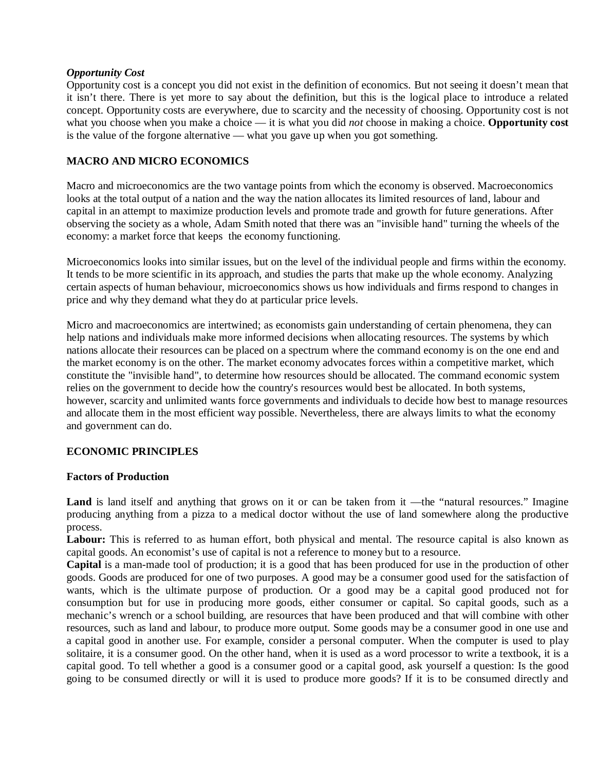***Opportunity Cost***

Opportunity cost is a concept you did not exist in the definition of economics. But not seeing it doesn't mean that it isn't there. There is yet more to say about the definition, but this is the logical place to introduce a related concept. Opportunity costs are everywhere, due to scarcity and the necessity of choosing. Opportunity cost is not what you choose when you make a choice — it is what you did *not* choose in making a choice. **Opportunity cost** is the value of the forgone alternative — what you gave up when you got something.

## MACRO AND MICRO ECONOMICS

Macro and microeconomics are the two vantage points from which the economy is observed. Macroeconomics looks at the total output of a nation and the way the nation allocates its limited resources of land, labour and capital in an attempt to maximize production levels and promote trade and growth for future generations. After observing the society as a whole, Adam Smith noted that there was an "invisible hand" turning the wheels of the economy: a market force that keeps the economy functioning.

Microeconomics looks into similar issues, but on the level of the individual people and firms within the economy. It tends to be more scientific in its approach, and studies the parts that make up the whole economy. Analyzing certain aspects of human behaviour, microeconomics shows us how individuals and firms respond to changes in price and why they demand what they do at particular price levels.

Micro and macroeconomics are intertwined; as economists gain understanding of certain phenomena, they can help nations and individuals make more informed decisions when allocating resources. The systems by which nations allocate their resources can be placed on a spectrum where the command economy is on the one end and the market economy is on the other. The market economy advocates forces within a competitive market, which constitute the "invisible hand", to determine how resources should be allocated. The command economic system relies on the government to decide how the country's resources would best be allocated. In both systems, however, scarcity and unlimited wants force governments and individuals to decide how best to manage resources and allocate them in the most efficient way possible. Nevertheless, there are always limits to what the economy and government can do.

## ECONOMIC PRINCIPLES

### Factors of Production

**Land** is land itself and anything that grows on it or can be taken from it —the "natural resources." Imagine producing anything from a pizza to a medical doctor without the use of land somewhere along the productive process.

**Labour:** This is referred to as human effort, both physical and mental. The resource capital is also known as capital goods. An economist's use of capital is not a reference to money but to a resource.

**Capital** is a man-made tool of production; it is a good that has been produced for use in the production of other goods. Goods are produced for one of two purposes. A good may be a consumer good used for the satisfaction of wants, which is the ultimate purpose of production. Or a good may be a capital good produced not for consumption but for use in producing more goods, either consumer or capital. So capital goods, such as a mechanic's wrench or a school building, are resources that have been produced and that will combine with other resources, such as land and labour, to produce more output. Some goods may be a consumer good in one use and a capital good in another use. For example, consider a personal computer. When the computer is used to play solitaire, it is a consumer good. On the other hand, when it is used as a word processor to write a textbook, it is a capital good. To tell whether a good is a consumer good or a capital good, ask yourself a question: Is the good going to be consumed directly or will it is used to produce more goods? If it is to be consumed directly and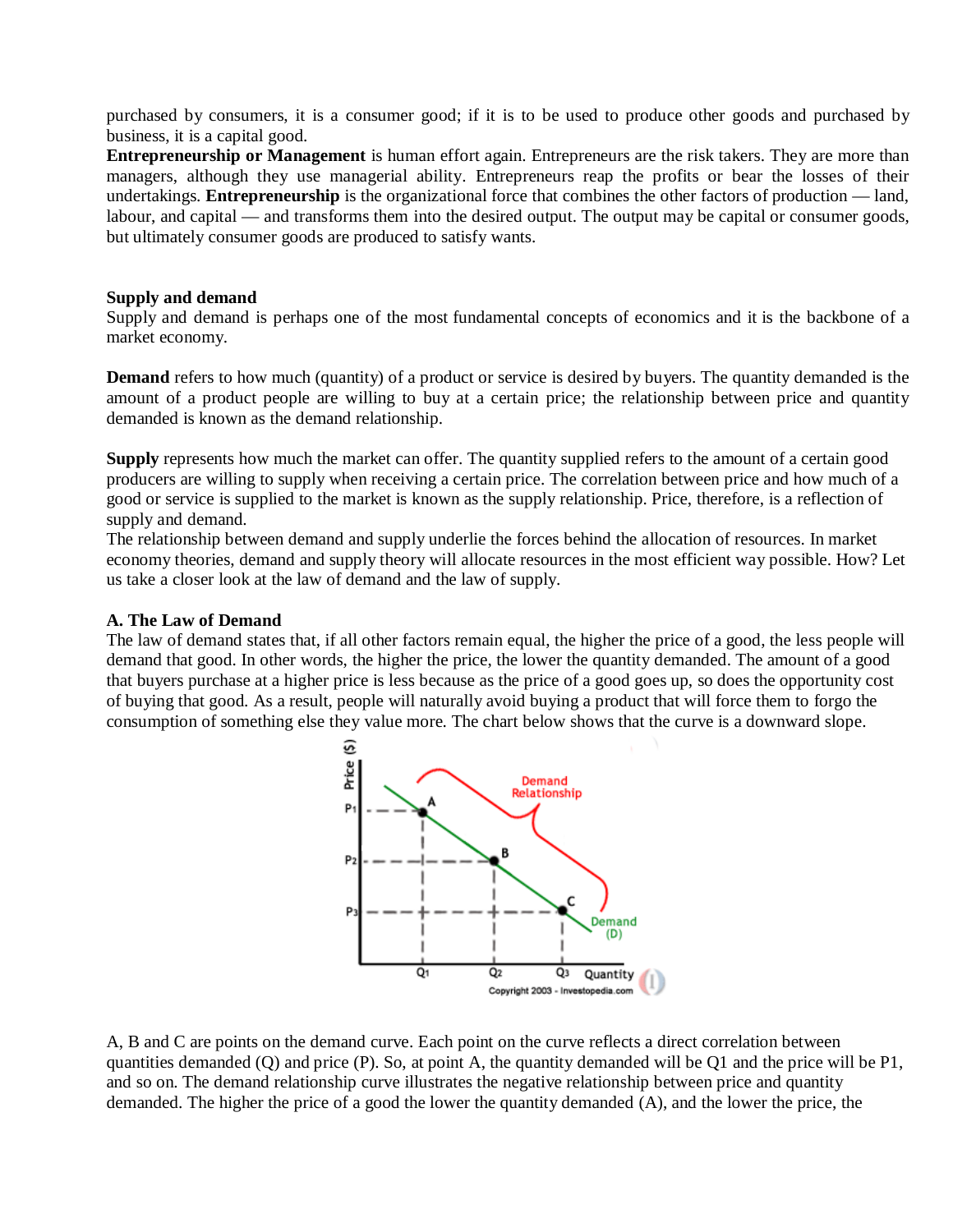purchased by consumers, it is a consumer good; if it is to be used to produce other goods and purchased by business, it is a capital good.

**Entrepreneurship or Management** is human effort again. Entrepreneurs are the risk takers. They are more than managers, although they use managerial ability. Entrepreneurs reap the profits or bear the losses of their undertakings. **Entrepreneurship** is the organizational force that combines the other factors of production — land, labour, and capital — and transforms them into the desired output. The output may be capital or consumer goods, but ultimately consumer goods are produced to satisfy wants.

**Supply and demand**

Supply and demand is perhaps one of the most fundamental concepts of economics and it is the backbone of a market economy.

**Demand** refers to how much (quantity) of a product or service is desired by buyers. The quantity demanded is the amount of a product people are willing to buy at a certain price; the relationship between price and quantity demanded is known as the demand relationship.

**Supply** represents how much the market can offer. The quantity supplied refers to the amount of a certain good producers are willing to supply when receiving a certain price. The correlation between price and how much of a good or service is supplied to the market is known as the supply relationship. Price, therefore, is a reflection of supply and demand.

The relationship between demand and supply underlie the forces behind the allocation of resources. In market economy theories, demand and supply theory will allocate resources in the most efficient way possible. How? Let us take a closer look at the law of demand and the law of supply.

**A. The Law of Demand**

The law of demand states that, if all other factors remain equal, the higher the price of a good, the less people will demand that good. In other words, the higher the price, the lower the quantity demanded. The amount of a good that buyers purchase at a higher price is less because as the price of a good goes up, so does the opportunity cost of buying that good. As a result, people will naturally avoid buying a product that will force them to forgo the consumption of something else they value more. The chart below shows that the curve is a downward slope.

A, B and C are points on the demand curve. Each point on the curve reflects a direct correlation between quantities demanded (Q) and price (P). So, at point A, the quantity demanded will be Q1 and the price will be P1, and so on. The demand relationship curve illustrates the negative relationship between price and quantity demanded. The higher the price of a good the lower the quantity demanded (A), and the lower the price, the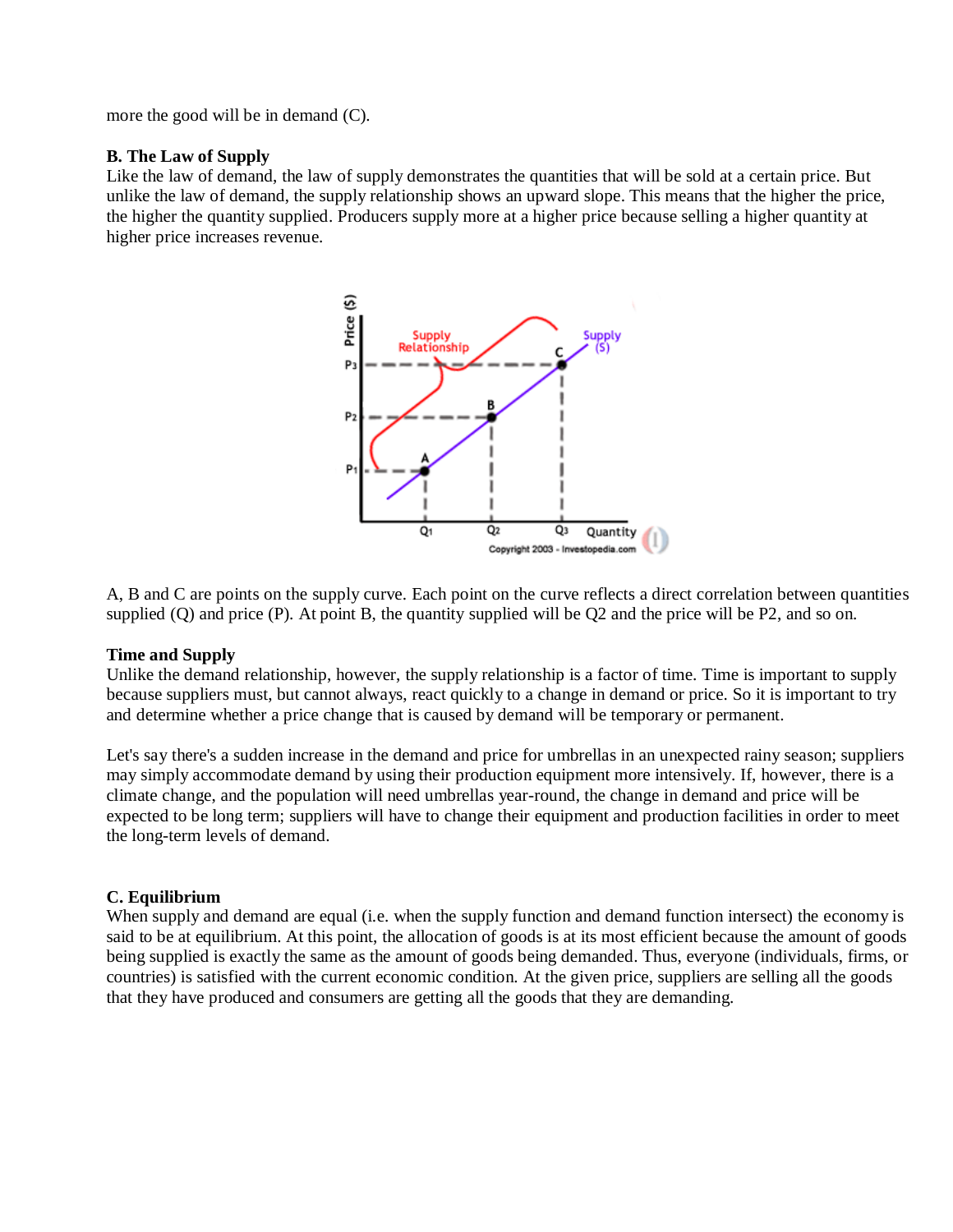more the good will be in demand (C).

## B. The Law of Supply

Like the law of demand, the law of supply demonstrates the quantities that will be sold at a certain price. But unlike the law of demand, the supply relationship shows an upward slope. This means that the higher the price, the higher the quantity supplied. Producers supply more at a higher price because selling a higher quantity at higher price increases revenue.

A, B and C are points on the supply curve. Each point on the curve reflects a direct correlation between quantities supplied (Q) and price (P). At point B, the quantity supplied will be Q2 and the price will be P2, and so on.

### Time and Supply

Unlike the demand relationship, however, the supply relationship is a factor of time. Time is important to supply because suppliers must, but cannot always, react quickly to a change in demand or price. So it is important to try and determine whether a price change that is caused by demand will be temporary or permanent.

Let's say there's a sudden increase in the demand and price for umbrellas in an unexpected rainy season; suppliers may simply accommodate demand by using their production equipment more intensively. If, however, there is a climate change, and the population will need umbrellas year-round, the change in demand and price will be expected to be long term; suppliers will have to change their equipment and production facilities in order to meet the long-term levels of demand.

## C. Equilibrium

When supply and demand are equal (i.e. when the supply function and demand function intersect) the economy is said to be at equilibrium. At this point, the allocation of goods is at its most efficient because the amount of goods being supplied is exactly the same as the amount of goods being demanded. Thus, everyone (individuals, firms, or countries) is satisfied with the current economic condition. At the given price, suppliers are selling all the goods that they have produced and consumers are getting all the goods that they are demanding.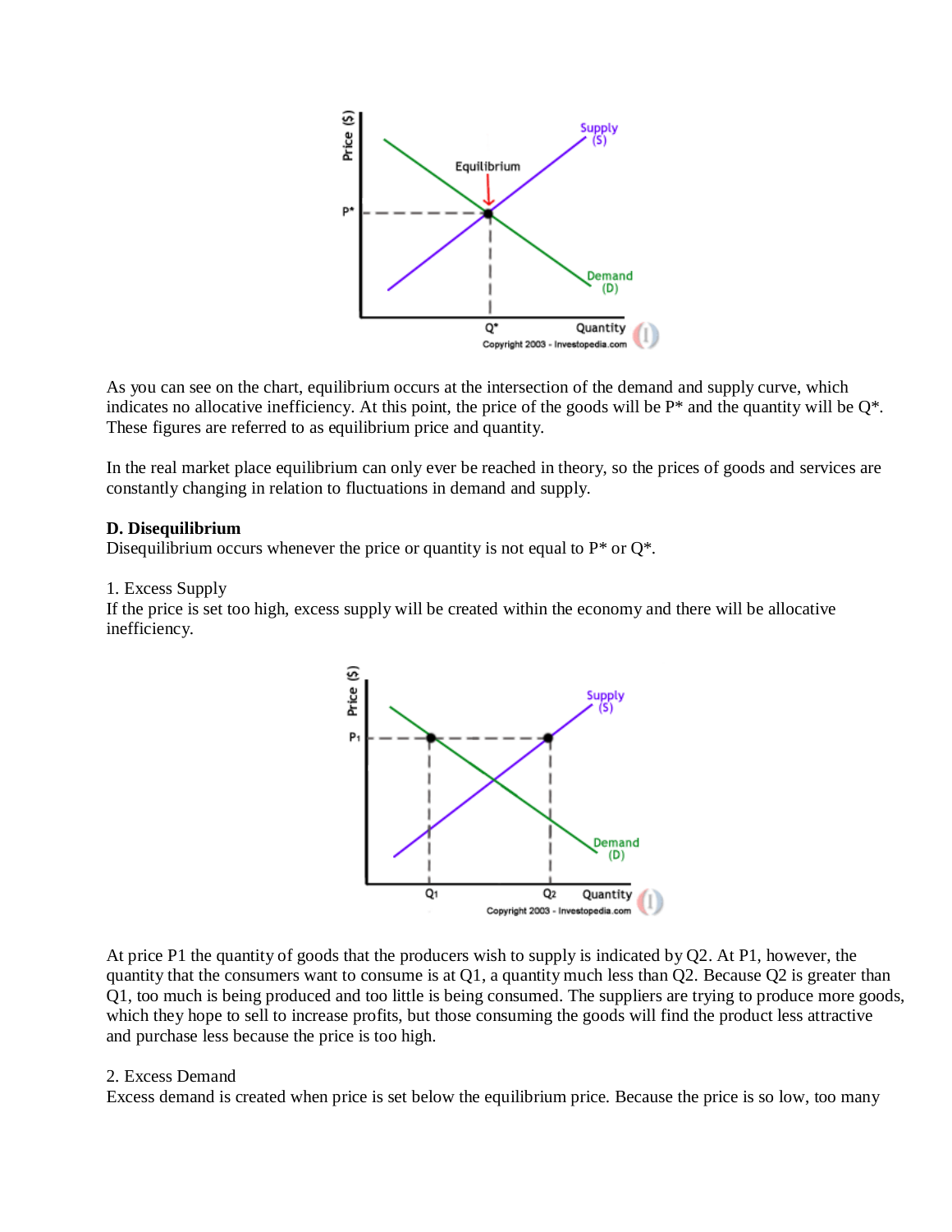As you can see on the chart, equilibrium occurs at the intersection of the demand and supply curve, which indicates no allocative inefficiency. At this point, the price of the goods will be P* and the quantity will be Q*. These figures are referred to as equilibrium price and quantity.

In the real market place equilibrium can only ever be reached in theory, so the prices of goods and services are constantly changing in relation to fluctuations in demand and supply.

**D. Disequilibrium**
Disequilibrium occurs whenever the price or quantity is not equal to P* or Q*.

1. Excess Supply
If the price is set too high, excess supply will be created within the economy and there will be allocative inefficiency.

At price P1 the quantity of goods that the producers wish to supply is indicated by Q2. At P1, however, the quantity that the consumers want to consume is at Q1, a quantity much less than Q2. Because Q2 is greater than Q1, too much is being produced and too little is being consumed. The suppliers are trying to produce more goods, which they hope to sell to increase profits, but those consuming the goods will find the product less attractive and purchase less because the price is too high.

2. Excess Demand
Excess demand is created when price is set below the equilibrium price. Because the price is so low, too many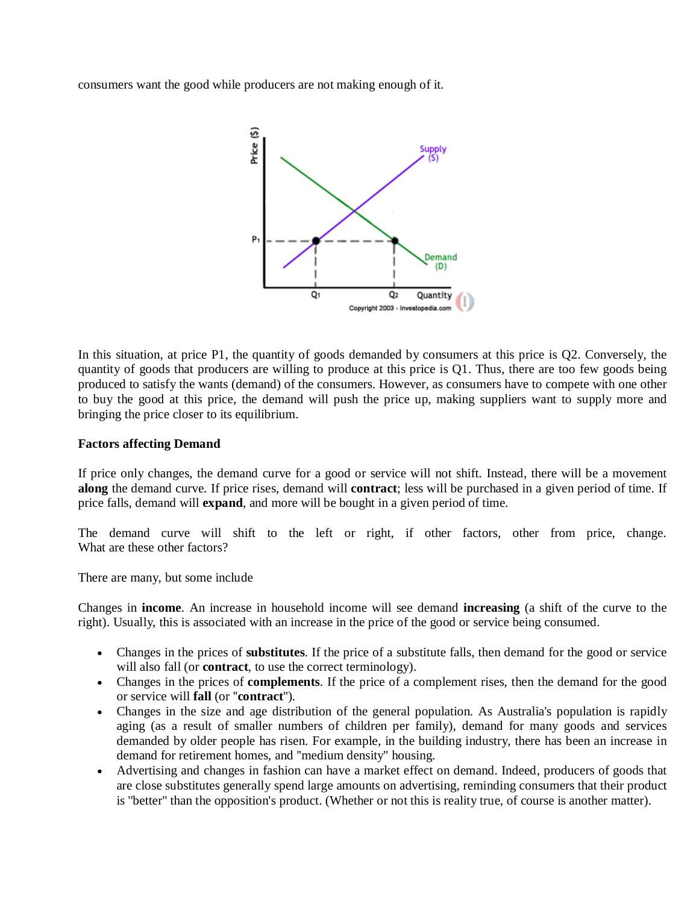consumers want the good while producers are not making enough of it.

In this situation, at price P1, the quantity of goods demanded by consumers at this price is Q2. Conversely, the quantity of goods that producers are willing to produce at this price is Q1. Thus, there are too few goods being produced to satisfy the wants (demand) of the consumers. However, as consumers have to compete with one other to buy the good at this price, the demand will push the price up, making suppliers want to supply more and bringing the price closer to its equilibrium.

**Factors affecting Demand**

If price only changes, the demand curve for a good or service will not shift. Instead, there will be a movement **along** the demand curve. If price rises, demand will **contract**; less will be purchased in a given period of time. If price falls, demand will **expand**, and more will be bought in a given period of time.

The demand curve will shift to the left or right, if other factors, other from price, change. What are these other factors?

There are many, but some include

Changes in **income**. An increase in household income will see demand **increasing** (a shift of the curve to the right). Usually, this is associated with an increase in the price of the good or service being consumed.

- Changes in the prices of **substitutes**. If the price of a substitute falls, then demand for the good or service will also fall (or **contract**, to use the correct terminology).
- Changes in the prices of **complements**. If the price of a complement rises, then the demand for the good or service will **fall** (or "**contract**").
- Changes in the size and age distribution of the general population. As Australia's population is rapidly aging (as a result of smaller numbers of children per family), demand for many goods and services demanded by older people has risen. For example, in the building industry, there has been an increase in demand for retirement homes, and "medium density" housing.
- Advertising and changes in fashion can have a market effect on demand. Indeed, producers of goods that are close substitutes generally spend large amounts on advertising, reminding consumers that their product is "better" than the opposition's product. (Whether or not this is reality true, of course is another matter).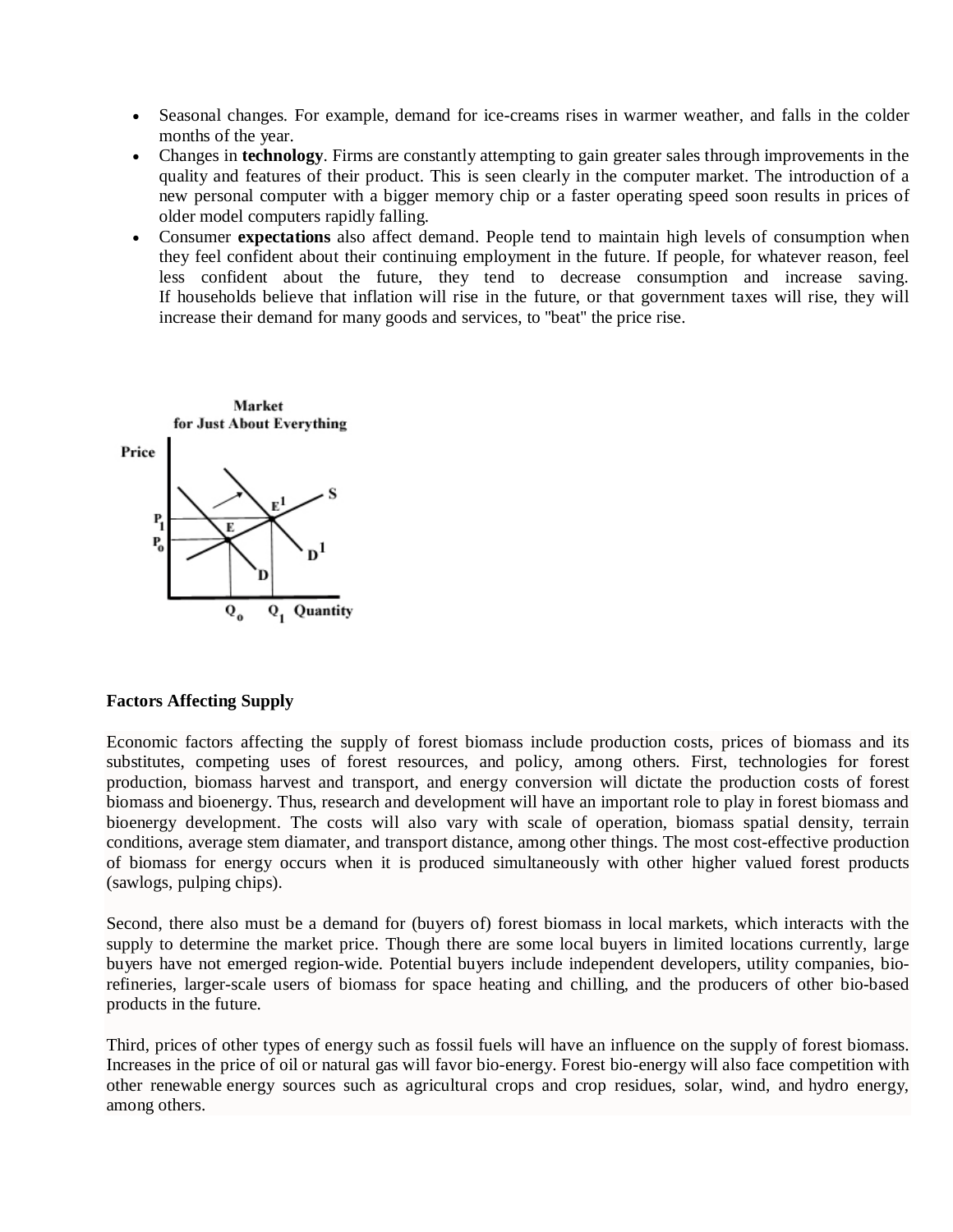- Seasonal changes. For example, demand for ice-creams rises in warmer weather, and falls in the colder months of the year.
- Changes in **technology**. Firms are constantly attempting to gain greater sales through improvements in the quality and features of their product. This is seen clearly in the computer market. The introduction of a new personal computer with a bigger memory chip or a faster operating speed soon results in prices of older model computers rapidly falling.
- Consumer **expectations** also affect demand. People tend to maintain high levels of consumption when they feel confident about their continuing employment in the future. If people, for whatever reason, feel less confident about the future, they tend to decrease consumption and increase saving. If households believe that inflation will rise in the future, or that government taxes will rise, they will increase their demand for many goods and services, to "beat" the price rise.

**Factors Affecting Supply**

Economic factors affecting the supply of forest biomass include production costs, prices of biomass and its substitutes, competing uses of forest resources, and policy, among others. First, technologies for forest production, biomass harvest and transport, and energy conversion will dictate the production costs of forest biomass and bioenergy. Thus, research and development will have an important role to play in forest biomass and bioenergy development. The costs will also vary with scale of operation, biomass spatial density, terrain conditions, average stem diamater, and transport distance, among other things. The most cost-effective production of biomass for energy occurs when it is produced simultaneously with other higher valued forest products (sawlogs, pulping chips).

Second, there also must be a demand for (buyers of) forest biomass in local markets, which interacts with the supply to determine the market price. Though there are some local buyers in limited locations currently, large buyers have not emerged region-wide. Potential buyers include independent developers, utility companies, bio-refineries, larger-scale users of biomass for space heating and chilling, and the producers of other bio-based products in the future.

Third, prices of other types of energy such as fossil fuels will have an influence on the supply of forest biomass. Increases in the price of oil or natural gas will favor bio-energy. Forest bio-energy will also face competition with other renewable energy sources such as agricultural crops and crop residues, solar, wind, and hydro energy, among others.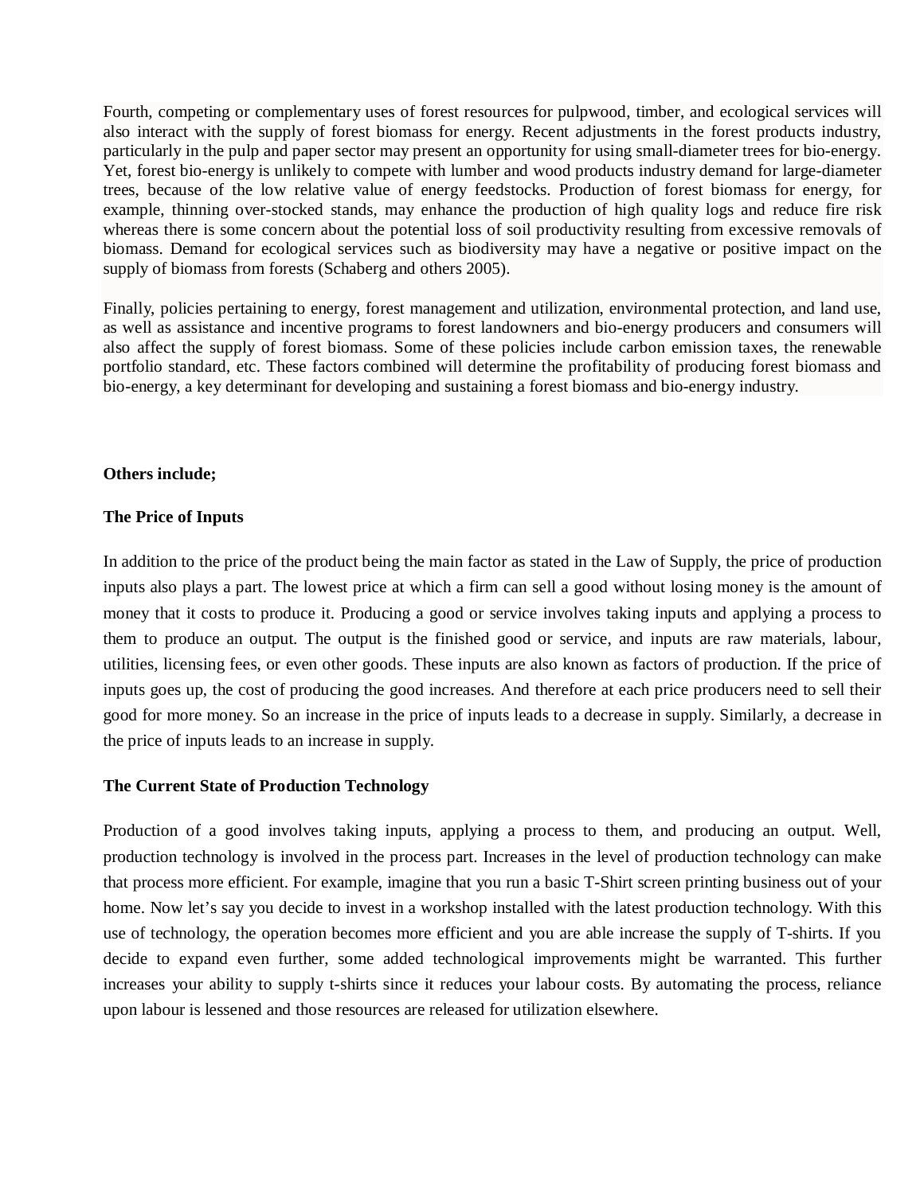Fourth, competing or complementary uses of forest resources for pulpwood, timber, and ecological services will also interact with the supply of forest biomass for energy. Recent adjustments in the forest products industry, particularly in the pulp and paper sector may present an opportunity for using small-diameter trees for bio-energy. Yet, forest bio-energy is unlikely to compete with lumber and wood products industry demand for large-diameter trees, because of the low relative value of energy feedstocks. Production of forest biomass for energy, for example, thinning over-stocked stands, may enhance the production of high quality logs and reduce fire risk whereas there is some concern about the potential loss of soil productivity resulting from excessive removals of biomass. Demand for ecological services such as biodiversity may have a negative or positive impact on the supply of biomass from forests (Schaberg and others 2005).

Finally, policies pertaining to energy, forest management and utilization, environmental protection, and land use, as well as assistance and incentive programs to forest landowners and bio-energy producers and consumers will also affect the supply of forest biomass. Some of these policies include carbon emission taxes, the renewable portfolio standard, etc. These factors combined will determine the profitability of producing forest biomass and bio-energy, a key determinant for developing and sustaining a forest biomass and bio-energy industry.

**Others include;**

**The Price of Inputs**

In addition to the price of the product being the main factor as stated in the Law of Supply, the price of production inputs also plays a part. The lowest price at which a firm can sell a good without losing money is the amount of money that it costs to produce it. Producing a good or service involves taking inputs and applying a process to them to produce an output. The output is the finished good or service, and inputs are raw materials, labour, utilities, licensing fees, or even other goods. These inputs are also known as factors of production. If the price of inputs goes up, the cost of producing the good increases. And therefore at each price producers need to sell their good for more money. So an increase in the price of inputs leads to a decrease in supply. Similarly, a decrease in the price of inputs leads to an increase in supply.

**The Current State of Production Technology**

Production of a good involves taking inputs, applying a process to them, and producing an output. Well, production technology is involved in the process part. Increases in the level of production technology can make that process more efficient. For example, imagine that you run a basic T-Shirt screen printing business out of your home. Now let's say you decide to invest in a workshop installed with the latest production technology. With this use of technology, the operation becomes more efficient and you are able increase the supply of T-shirts. If you decide to expand even further, some added technological improvements might be warranted. This further increases your ability to supply t-shirts since it reduces your labour costs. By automating the process, reliance upon labour is lessened and those resources are released for utilization elsewhere.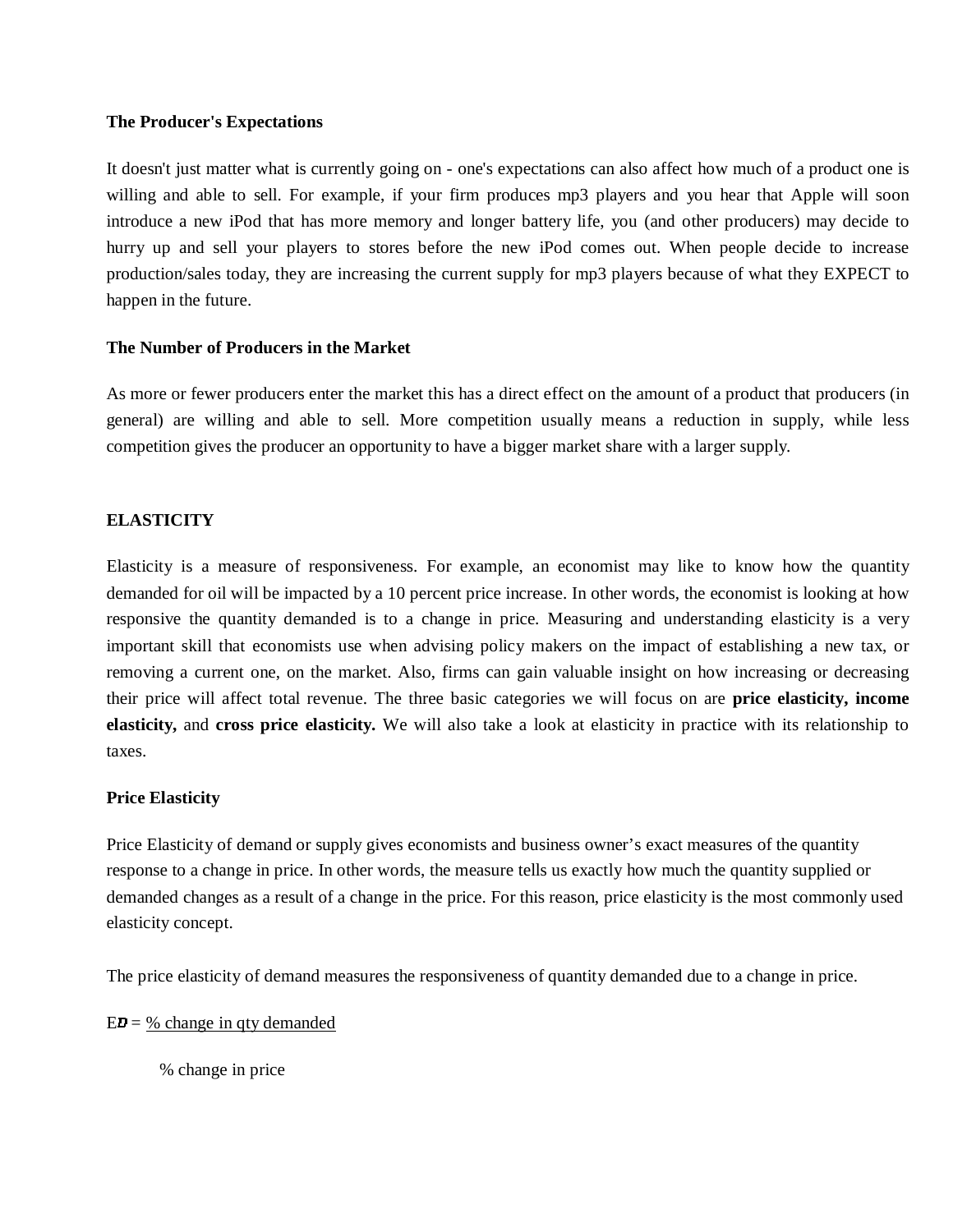**The Producer's Expectations**

It doesn't just matter what is currently going on - one's expectations can also affect how much of a product one is willing and able to sell. For example, if your firm produces mp3 players and you hear that Apple will soon introduce a new iPod that has more memory and longer battery life, you (and other producers) may decide to hurry up and sell your players to stores before the new iPod comes out. When people decide to increase production/sales today, they are increasing the current supply for mp3 players because of what they EXPECT to happen in the future.

**The Number of Producers in the Market**

As more or fewer producers enter the market this has a direct effect on the amount of a product that producers (in general) are willing and able to sell. More competition usually means a reduction in supply, while less competition gives the producer an opportunity to have a bigger market share with a larger supply.

**ELASTICITY**

Elasticity is a measure of responsiveness. For example, an economist may like to know how the quantity demanded for oil will be impacted by a 10 percent price increase. In other words, the economist is looking at how responsive the quantity demanded is to a change in price. Measuring and understanding elasticity is a very important skill that economists use when advising policy makers on the impact of establishing a new tax, or removing a current one, on the market. Also, firms can gain valuable insight on how increasing or decreasing their price will affect total revenue. The three basic categories we will focus on are **price elasticity, income elasticity,** and **cross price elasticity.** We will also take a look at elasticity in practice with its relationship to taxes.

**Price Elasticity**

Price Elasticity of demand or supply gives economists and business owner's exact measures of the quantity response to a change in price. In other words, the measure tells us exactly how much the quantity supplied or demanded changes as a result of a change in the price. For this reason, price elasticity is the most commonly used elasticity concept.

The price elasticity of demand measures the responsiveness of quantity demanded due to a change in price.

$$E_D = \frac{\text{\% change in qty demanded}}{\text{\% change in price}}$$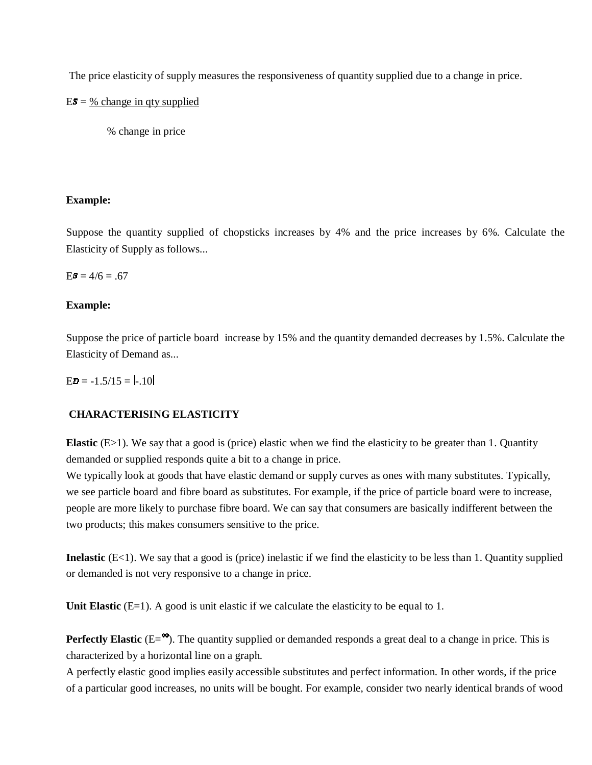The price elasticity of supply measures the responsiveness of quantity supplied due to a change in price.

$$E_S = \frac{\%\ \text{change in qty supplied}}{\%\ \text{change in price}}$$

**Example:**

Suppose the quantity supplied of chopsticks increases by 4% and the price increases by 6%. Calculate the Elasticity of Supply as follows...

$E_S = 4/6 = .67$

**Example:**

Suppose the price of particle board increase by 15% and the quantity demanded decreases by 1.5%. Calculate the Elasticity of Demand as...

$E_D = -1.5/15 = |-.10|$

## CHARACTERISING ELASTICITY

**Elastic** (E>1). We say that a good is (price) elastic when we find the elasticity to be greater than 1. Quantity demanded or supplied responds quite a bit to a change in price.
We typically look at goods that have elastic demand or supply curves as ones with many substitutes. Typically, we see particle board and fibre board as substitutes. For example, if the price of particle board were to increase, people are more likely to purchase fibre board. We can say that consumers are basically indifferent between the two products; this makes consumers sensitive to the price.

**Inelastic** (E<1). We say that a good is (price) inelastic if we find the elasticity to be less than 1. Quantity supplied or demanded is not very responsive to a change in price.

**Unit Elastic** (E=1). A good is unit elastic if we calculate the elasticity to be equal to 1.

**Perfectly Elastic** ($E=\infty$). The quantity supplied or demanded responds a great deal to a change in price. This is characterized by a horizontal line on a graph.
A perfectly elastic good implies easily accessible substitutes and perfect information. In other words, if the price of a particular good increases, no units will be bought. For example, consider two nearly identical brands of wood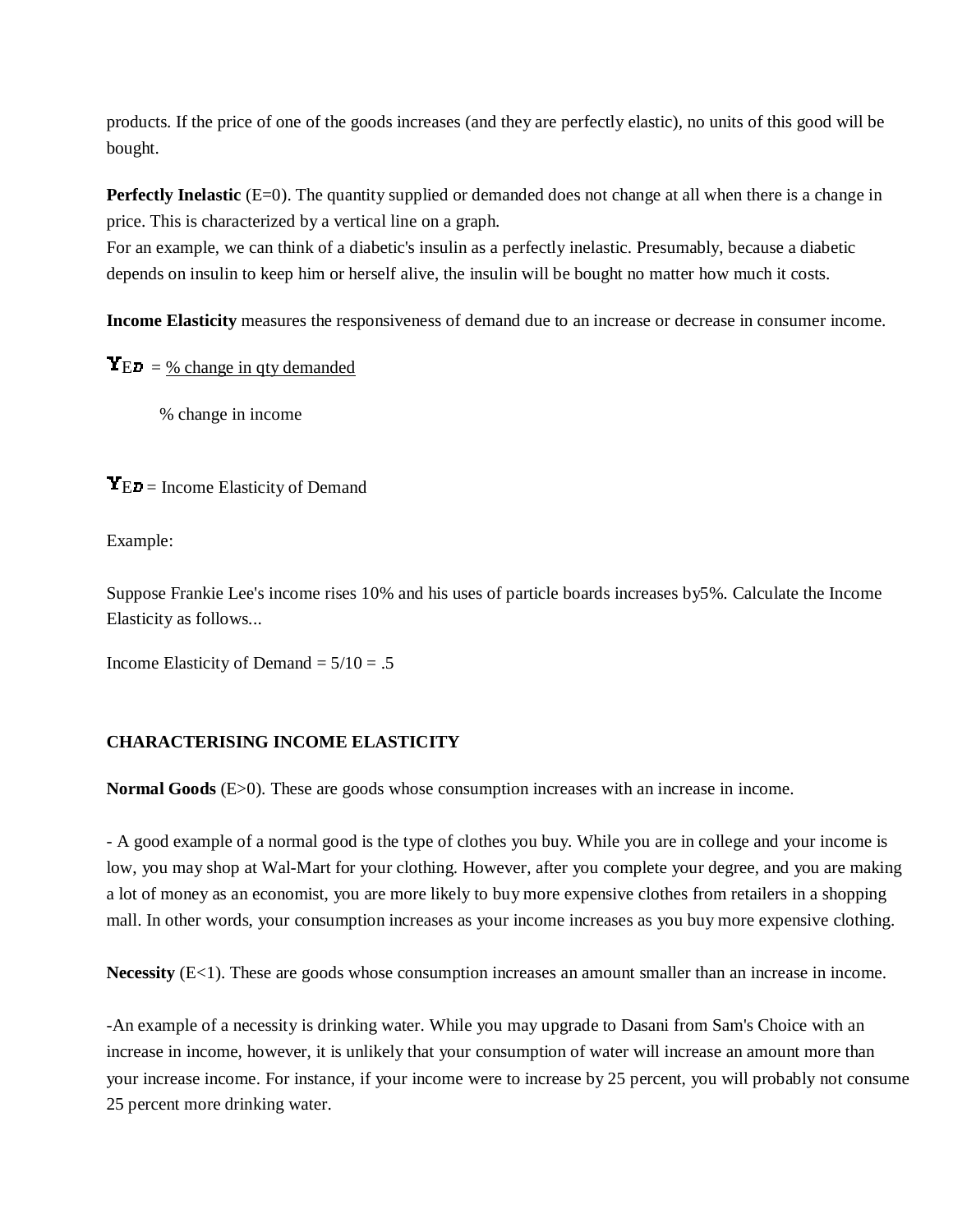products. If the price of one of the goods increases (and they are perfectly elastic), no units of this good will be bought.

**Perfectly Inelastic** (E=0). The quantity supplied or demanded does not change at all when there is a change in price. This is characterized by a vertical line on a graph.
For an example, we can think of a diabetic's insulin as a perfectly inelastic. Presumably, because a diabetic depends on insulin to keep him or herself alive, the insulin will be bought no matter how much it costs.

**Income Elasticity** measures the responsiveness of demand due to an increase or decrease in consumer income.

$$YED = \frac{\text{\% change in qty demanded}}{\text{\% change in income}}$$

$YED$ = Income Elasticity of Demand

Example:

Suppose Frankie Lee's income rises 10% and his uses of particle boards increases by5%. Calculate the Income Elasticity as follows...

Income Elasticity of Demand = 5/10 = .5

**CHARACTERISING INCOME ELASTICITY**

**Normal Goods** (E>0). These are goods whose consumption increases with an increase in income.

- A good example of a normal good is the type of clothes you buy. While you are in college and your income is low, you may shop at Wal-Mart for your clothing. However, after you complete your degree, and you are making a lot of money as an economist, you are more likely to buy more expensive clothes from retailers in a shopping mall. In other words, your consumption increases as your income increases as you buy more expensive clothing.

**Necessity** (E<1). These are goods whose consumption increases an amount smaller than an increase in income.

-An example of a necessity is drinking water. While you may upgrade to Dasani from Sam's Choice with an increase in income, however, it is unlikely that your consumption of water will increase an amount more than your increase income. For instance, if your income were to increase by 25 percent, you will probably not consume 25 percent more drinking water.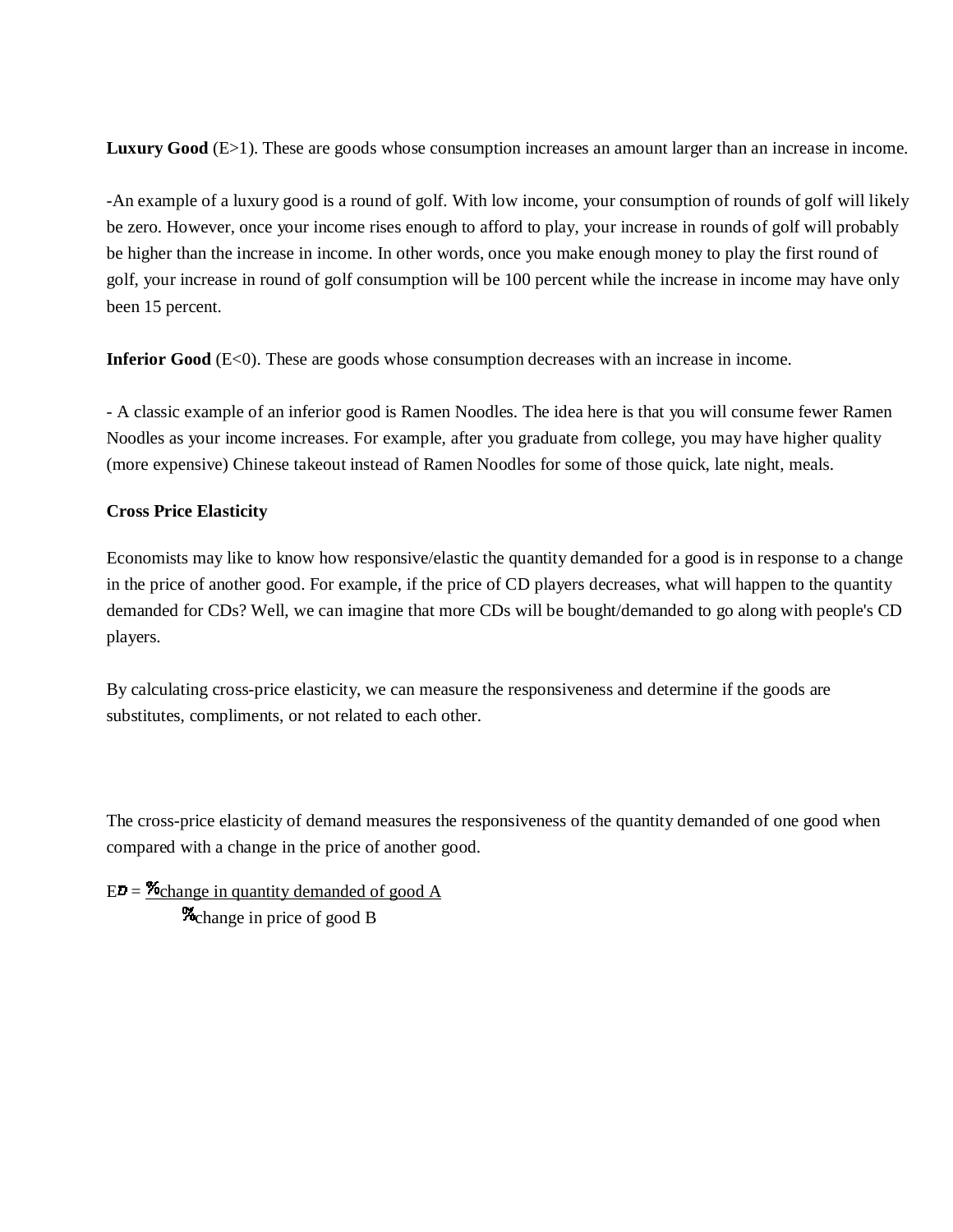**Luxury Good** (E>1). These are goods whose consumption increases an amount larger than an increase in income.

-An example of a luxury good is a round of golf. With low income, your consumption of rounds of golf will likely be zero. However, once your income rises enough to afford to play, your increase in rounds of golf will probably be higher than the increase in income. In other words, once you make enough money to play the first round of golf, your increase in round of golf consumption will be 100 percent while the increase in income may have only been 15 percent.

**Inferior Good** (E<0). These are goods whose consumption decreases with an increase in income.

- A classic example of an inferior good is Ramen Noodles. The idea here is that you will consume fewer Ramen Noodles as your income increases. For example, after you graduate from college, you may have higher quality (more expensive) Chinese takeout instead of Ramen Noodles for some of those quick, late night, meals.

**Cross Price Elasticity**

Economists may like to know how responsive/elastic the quantity demanded for a good is in response to a change in the price of another good. For example, if the price of CD players decreases, what will happen to the quantity demanded for CDs? Well, we can imagine that more CDs will be bought/demanded to go along with people's CD players.

By calculating cross-price elasticity, we can measure the responsiveness and determine if the goods are substitutes, compliments, or not related to each other.

The cross-price elasticity of demand measures the responsiveness of the quantity demanded of one good when compared with a change in the price of another good.

$$E_D = \frac{\%\text{change in quantity demanded of good A}}{\%\text{change in price of good B}}$$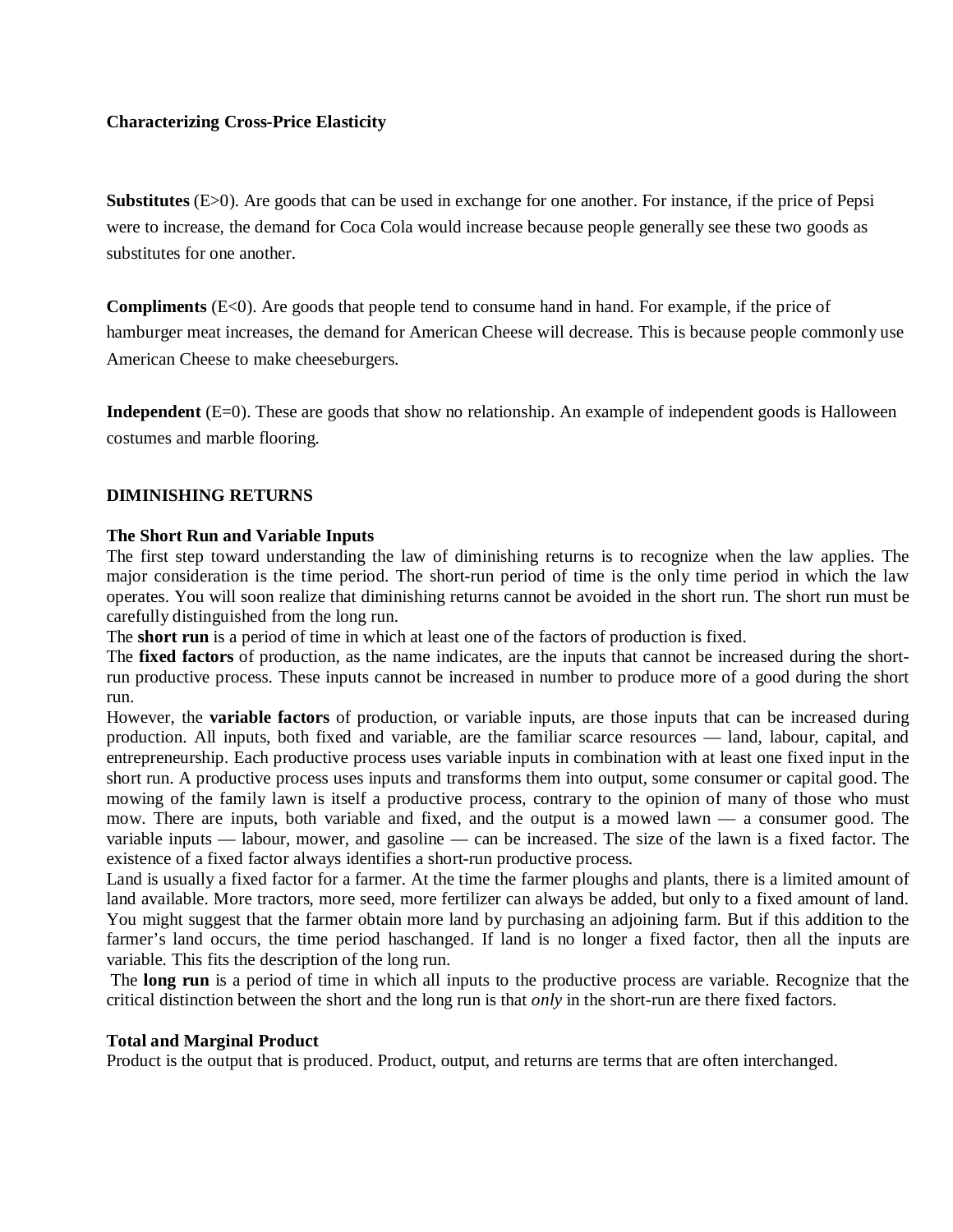**Characterizing Cross-Price Elasticity**

**Substitutes** (E>0). Are goods that can be used in exchange for one another. For instance, if the price of Pepsi were to increase, the demand for Coca Cola would increase because people generally see these two goods as substitutes for one another.

**Compliments** (E<0). Are goods that people tend to consume hand in hand. For example, if the price of hamburger meat increases, the demand for American Cheese will decrease. This is because people commonly use American Cheese to make cheeseburgers.

**Independent** (E=0). These are goods that show no relationship. An example of independent goods is Halloween costumes and marble flooring.

## DIMINISHING RETURNS

### The Short Run and Variable Inputs

The first step toward understanding the law of diminishing returns is to recognize when the law applies. The major consideration is the time period. The short-run period of time is the only time period in which the law operates. You will soon realize that diminishing returns cannot be avoided in the short run. The short run must be carefully distinguished from the long run.

The **short run** is a period of time in which at least one of the factors of production is fixed.

The **fixed factors** of production, as the name indicates, are the inputs that cannot be increased during the short-run productive process. These inputs cannot be increased in number to produce more of a good during the short run.

However, the **variable factors** of production, or variable inputs, are those inputs that can be increased during production. All inputs, both fixed and variable, are the familiar scarce resources — land, labour, capital, and entrepreneurship. Each productive process uses variable inputs in combination with at least one fixed input in the short run. A productive process uses inputs and transforms them into output, some consumer or capital good. The mowing of the family lawn is itself a productive process, contrary to the opinion of many of those who must mow. There are inputs, both variable and fixed, and the output is a mowed lawn — a consumer good. The variable inputs — labour, mower, and gasoline — can be increased. The size of the lawn is a fixed factor. The existence of a fixed factor always identifies a short-run productive process.

Land is usually a fixed factor for a farmer. At the time the farmer ploughs and plants, there is a limited amount of land available. More tractors, more seed, more fertilizer can always be added, but only to a fixed amount of land. You might suggest that the farmer obtain more land by purchasing an adjoining farm. But if this addition to the farmer's land occurs, the time period haschanged. If land is no longer a fixed factor, then all the inputs are variable. This fits the description of the long run.

The **long run** is a period of time in which all inputs to the productive process are variable. Recognize that the critical distinction between the short and the long run is that *only* in the short-run are there fixed factors.

### Total and Marginal Product

Product is the output that is produced. Product, output, and returns are terms that are often interchanged.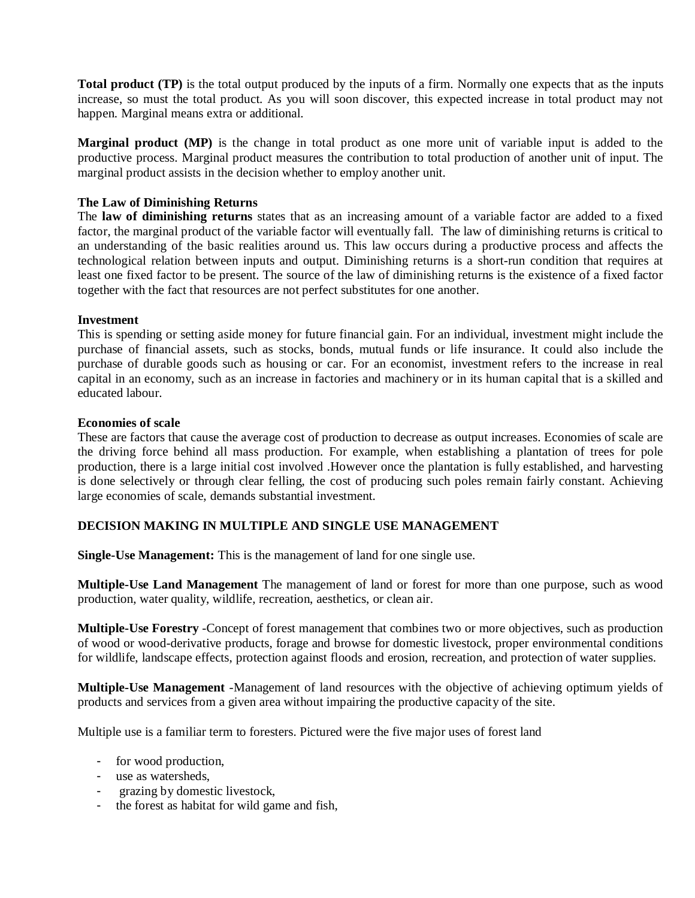**Total product (TP)** is the total output produced by the inputs of a firm. Normally one expects that as the inputs increase, so must the total product. As you will soon discover, this expected increase in total product may not happen. Marginal means extra or additional.

**Marginal product (MP)** is the change in total product as one more unit of variable input is added to the productive process. Marginal product measures the contribution to total production of another unit of input. The marginal product assists in the decision whether to employ another unit.

**The Law of Diminishing Returns**

The **law of diminishing returns** states that as an increasing amount of a variable factor are added to a fixed factor, the marginal product of the variable factor will eventually fall. The law of diminishing returns is critical to an understanding of the basic realities around us. This law occurs during a productive process and affects the technological relation between inputs and output. Diminishing returns is a short-run condition that requires at least one fixed factor to be present. The source of the law of diminishing returns is the existence of a fixed factor together with the fact that resources are not perfect substitutes for one another.

**Investment**

This is spending or setting aside money for future financial gain. For an individual, investment might include the purchase of financial assets, such as stocks, bonds, mutual funds or life insurance. It could also include the purchase of durable goods such as housing or car. For an economist, investment refers to the increase in real capital in an economy, such as an increase in factories and machinery or in its human capital that is a skilled and educated labour.

**Economies of scale**

These are factors that cause the average cost of production to decrease as output increases. Economies of scale are the driving force behind all mass production. For example, when establishing a plantation of trees for pole production, there is a large initial cost involved .However once the plantation is fully established, and harvesting is done selectively or through clear felling, the cost of producing such poles remain fairly constant. Achieving large economies of scale, demands substantial investment.

**DECISION MAKING IN MULTIPLE AND SINGLE USE MANAGEMENT**

**Single-Use Management:** This is the management of land for one single use.

**Multiple-Use Land Management** The management of land or forest for more than one purpose, such as wood production, water quality, wildlife, recreation, aesthetics, or clean air.

**Multiple-Use Forestry** -Concept of forest management that combines two or more objectives, such as production of wood or wood-derivative products, forage and browse for domestic livestock, proper environmental conditions for wildlife, landscape effects, protection against floods and erosion, recreation, and protection of water supplies.

**Multiple-Use Management** -Management of land resources with the objective of achieving optimum yields of products and services from a given area without impairing the productive capacity of the site.

Multiple use is a familiar term to foresters. Pictured were the five major uses of forest land

- for wood production,
- use as watersheds,
- grazing by domestic livestock,
- the forest as habitat for wild game and fish,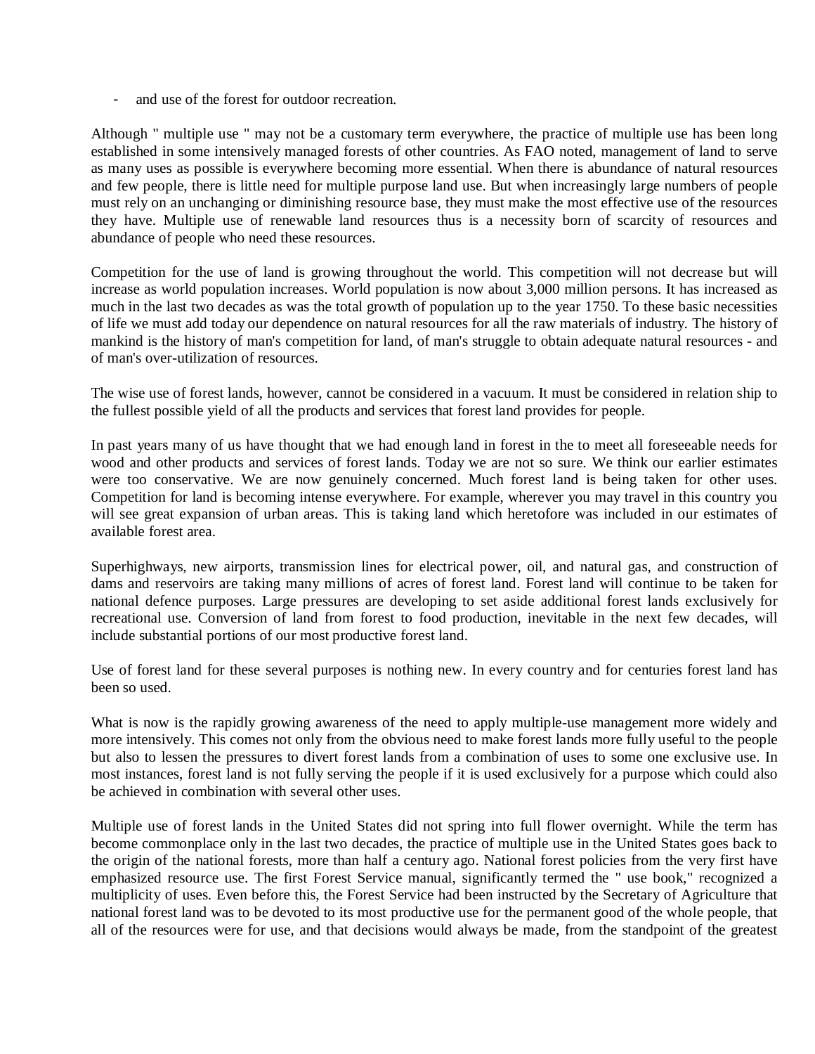- and use of the forest for outdoor recreation.

Although " multiple use " may not be a customary term everywhere, the practice of multiple use has been long established in some intensively managed forests of other countries. As FAO noted, management of land to serve as many uses as possible is everywhere becoming more essential. When there is abundance of natural resources and few people, there is little need for multiple purpose land use. But when increasingly large numbers of people must rely on an unchanging or diminishing resource base, they must make the most effective use of the resources they have. Multiple use of renewable land resources thus is a necessity born of scarcity of resources and abundance of people who need these resources.

Competition for the use of land is growing throughout the world. This competition will not decrease but will increase as world population increases. World population is now about 3,000 million persons. It has increased as much in the last two decades as was the total growth of population up to the year 1750. To these basic necessities of life we must add today our dependence on natural resources for all the raw materials of industry. The history of mankind is the history of man's competition for land, of man's struggle to obtain adequate natural resources - and of man's over-utilization of resources.

The wise use of forest lands, however, cannot be considered in a vacuum. It must be considered in relation ship to the fullest possible yield of all the products and services that forest land provides for people.

In past years many of us have thought that we had enough land in forest in the to meet all foreseeable needs for wood and other products and services of forest lands. Today we are not so sure. We think our earlier estimates were too conservative. We are now genuinely concerned. Much forest land is being taken for other uses. Competition for land is becoming intense everywhere. For example, wherever you may travel in this country you will see great expansion of urban areas. This is taking land which heretofore was included in our estimates of available forest area.

Superhighways, new airports, transmission lines for electrical power, oil, and natural gas, and construction of dams and reservoirs are taking many millions of acres of forest land. Forest land will continue to be taken for national defence purposes. Large pressures are developing to set aside additional forest lands exclusively for recreational use. Conversion of land from forest to food production, inevitable in the next few decades, will include substantial portions of our most productive forest land.

Use of forest land for these several purposes is nothing new. In every country and for centuries forest land has been so used.

What is now is the rapidly growing awareness of the need to apply multiple-use management more widely and more intensively. This comes not only from the obvious need to make forest lands more fully useful to the people but also to lessen the pressures to divert forest lands from a combination of uses to some one exclusive use. In most instances, forest land is not fully serving the people if it is used exclusively for a purpose which could also be achieved in combination with several other uses.

Multiple use of forest lands in the United States did not spring into full flower overnight. While the term has become commonplace only in the last two decades, the practice of multiple use in the United States goes back to the origin of the national forests, more than half a century ago. National forest policies from the very first have emphasized resource use. The first Forest Service manual, significantly termed the " use book," recognized a multiplicity of uses. Even before this, the Forest Service had been instructed by the Secretary of Agriculture that national forest land was to be devoted to its most productive use for the permanent good of the whole people, that all of the resources were for use, and that decisions would always be made, from the standpoint of the greatest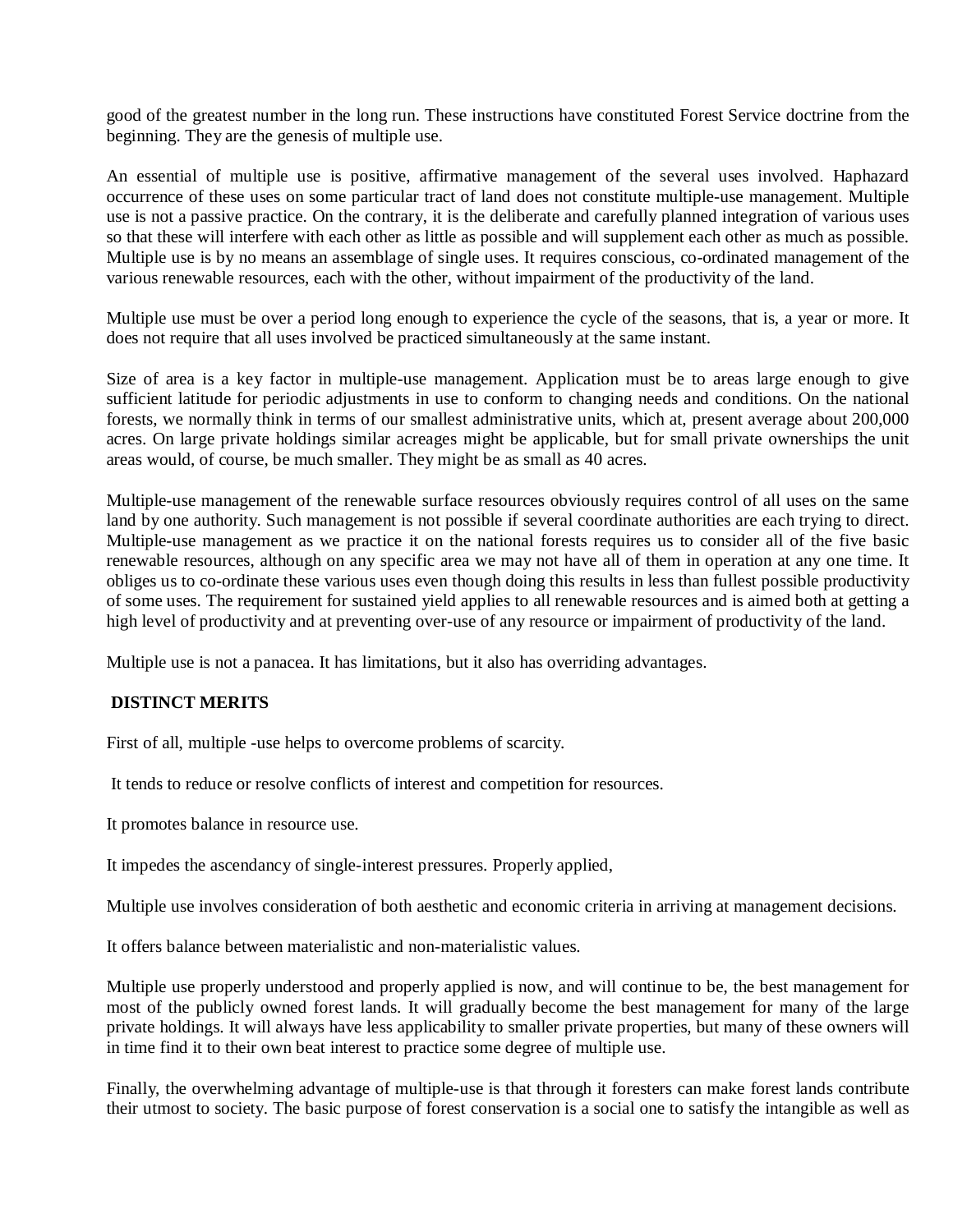good of the greatest number in the long run. These instructions have constituted Forest Service doctrine from the beginning. They are the genesis of multiple use.

An essential of multiple use is positive, affirmative management of the several uses involved. Haphazard occurrence of these uses on some particular tract of land does not constitute multiple-use management. Multiple use is not a passive practice. On the contrary, it is the deliberate and carefully planned integration of various uses so that these will interfere with each other as little as possible and will supplement each other as much as possible. Multiple use is by no means an assemblage of single uses. It requires conscious, co-ordinated management of the various renewable resources, each with the other, without impairment of the productivity of the land.

Multiple use must be over a period long enough to experience the cycle of the seasons, that is, a year or more. It does not require that all uses involved be practiced simultaneously at the same instant.

Size of area is a key factor in multiple-use management. Application must be to areas large enough to give sufficient latitude for periodic adjustments in use to conform to changing needs and conditions. On the national forests, we normally think in terms of our smallest administrative units, which at, present average about 200,000 acres. On large private holdings similar acreages might be applicable, but for small private ownerships the unit areas would, of course, be much smaller. They might be as small as 40 acres.

Multiple-use management of the renewable surface resources obviously requires control of all uses on the same land by one authority. Such management is not possible if several coordinate authorities are each trying to direct. Multiple-use management as we practice it on the national forests requires us to consider all of the five basic renewable resources, although on any specific area we may not have all of them in operation at any one time. It obliges us to co-ordinate these various uses even though doing this results in less than fullest possible productivity of some uses. The requirement for sustained yield applies to all renewable resources and is aimed both at getting a high level of productivity and at preventing over-use of any resource or impairment of productivity of the land.

Multiple use is not a panacea. It has limitations, but it also has overriding advantages.

**DISTINCT MERITS**

First of all, multiple -use helps to overcome problems of scarcity.

It tends to reduce or resolve conflicts of interest and competition for resources.

It promotes balance in resource use.

It impedes the ascendancy of single-interest pressures. Properly applied,

Multiple use involves consideration of both aesthetic and economic criteria in arriving at management decisions.

It offers balance between materialistic and non-materialistic values.

Multiple use properly understood and properly applied is now, and will continue to be, the best management for most of the publicly owned forest lands. It will gradually become the best management for many of the large private holdings. It will always have less applicability to smaller private properties, but many of these owners will in time find it to their own beat interest to practice some degree of multiple use.

Finally, the overwhelming advantage of multiple-use is that through it foresters can make forest lands contribute their utmost to society. The basic purpose of forest conservation is a social one to satisfy the intangible as well as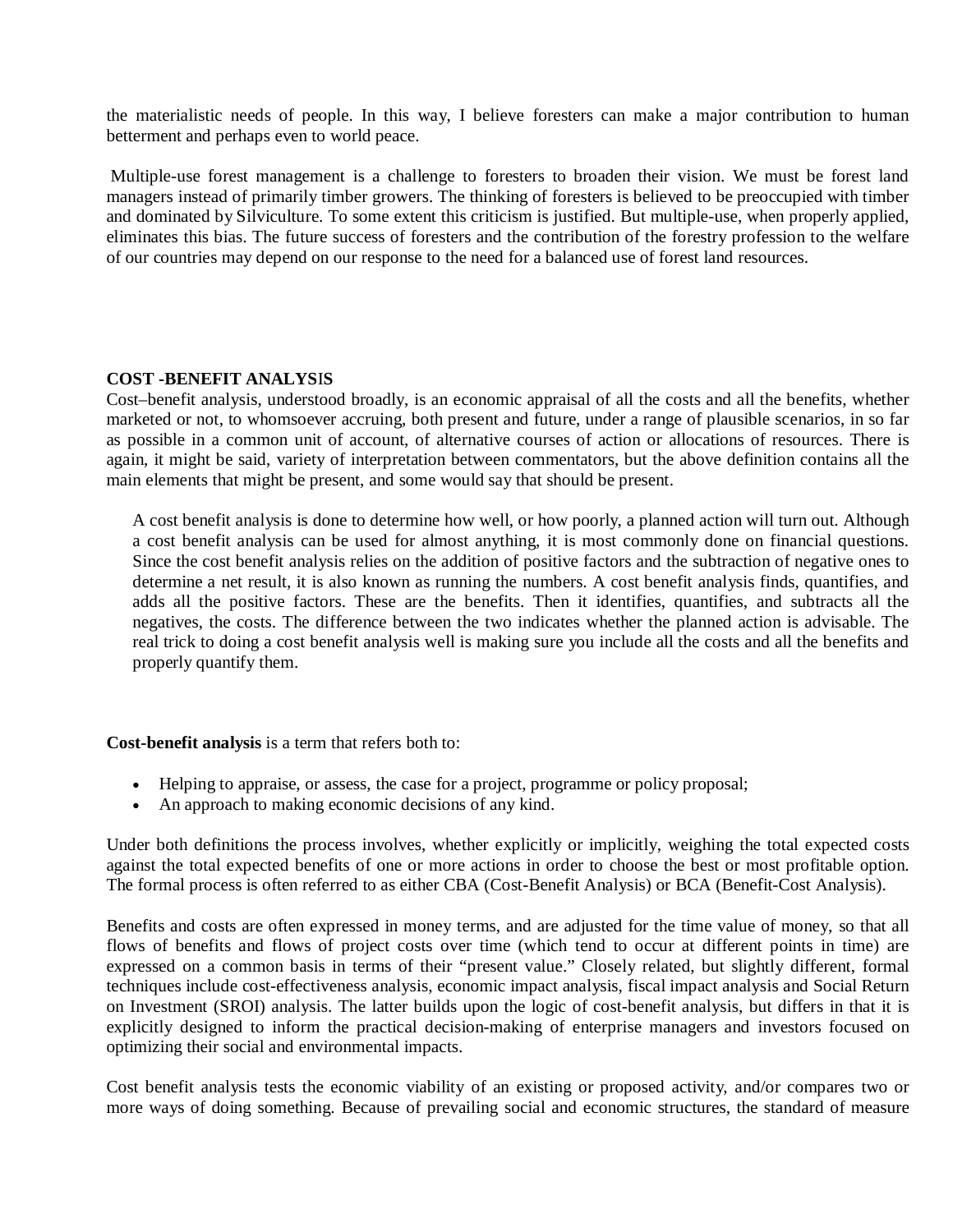the materialistic needs of people. In this way, I believe foresters can make a major contribution to human betterment and perhaps even to world peace.

Multiple-use forest management is a challenge to foresters to broaden their vision. We must be forest land managers instead of primarily timber growers. The thinking of foresters is believed to be preoccupied with timber and dominated by Silviculture. To some extent this criticism is justified. But multiple-use, when properly applied, eliminates this bias. The future success of foresters and the contribution of the forestry profession to the welfare of our countries may depend on our response to the need for a balanced use of forest land resources.

**COST -BENEFIT ANALYSIS**

Cost–benefit analysis, understood broadly, is an economic appraisal of all the costs and all the benefits, whether marketed or not, to whomsoever accruing, both present and future, under a range of plausible scenarios, in so far as possible in a common unit of account, of alternative courses of action or allocations of resources. There is again, it might be said, variety of interpretation between commentators, but the above definition contains all the main elements that might be present, and some would say that should be present.

A cost benefit analysis is done to determine how well, or how poorly, a planned action will turn out. Although a cost benefit analysis can be used for almost anything, it is most commonly done on financial questions. Since the cost benefit analysis relies on the addition of positive factors and the subtraction of negative ones to determine a net result, it is also known as running the numbers. A cost benefit analysis finds, quantifies, and adds all the positive factors. These are the benefits. Then it identifies, quantifies, and subtracts all the negatives, the costs. The difference between the two indicates whether the planned action is advisable. The real trick to doing a cost benefit analysis well is making sure you include all the costs and all the benefits and properly quantify them.

**Cost-benefit analysis** is a term that refers both to:

- Helping to appraise, or assess, the case for a project, programme or policy proposal;
- An approach to making economic decisions of any kind.

Under both definitions the process involves, whether explicitly or implicitly, weighing the total expected costs against the total expected benefits of one or more actions in order to choose the best or most profitable option. The formal process is often referred to as either CBA (Cost-Benefit Analysis) or BCA (Benefit-Cost Analysis).

Benefits and costs are often expressed in money terms, and are adjusted for the time value of money, so that all flows of benefits and flows of project costs over time (which tend to occur at different points in time) are expressed on a common basis in terms of their "present value." Closely related, but slightly different, formal techniques include cost-effectiveness analysis, economic impact analysis, fiscal impact analysis and Social Return on Investment (SROI) analysis. The latter builds upon the logic of cost-benefit analysis, but differs in that it is explicitly designed to inform the practical decision-making of enterprise managers and investors focused on optimizing their social and environmental impacts.

Cost benefit analysis tests the economic viability of an existing or proposed activity, and/or compares two or more ways of doing something. Because of prevailing social and economic structures, the standard of measure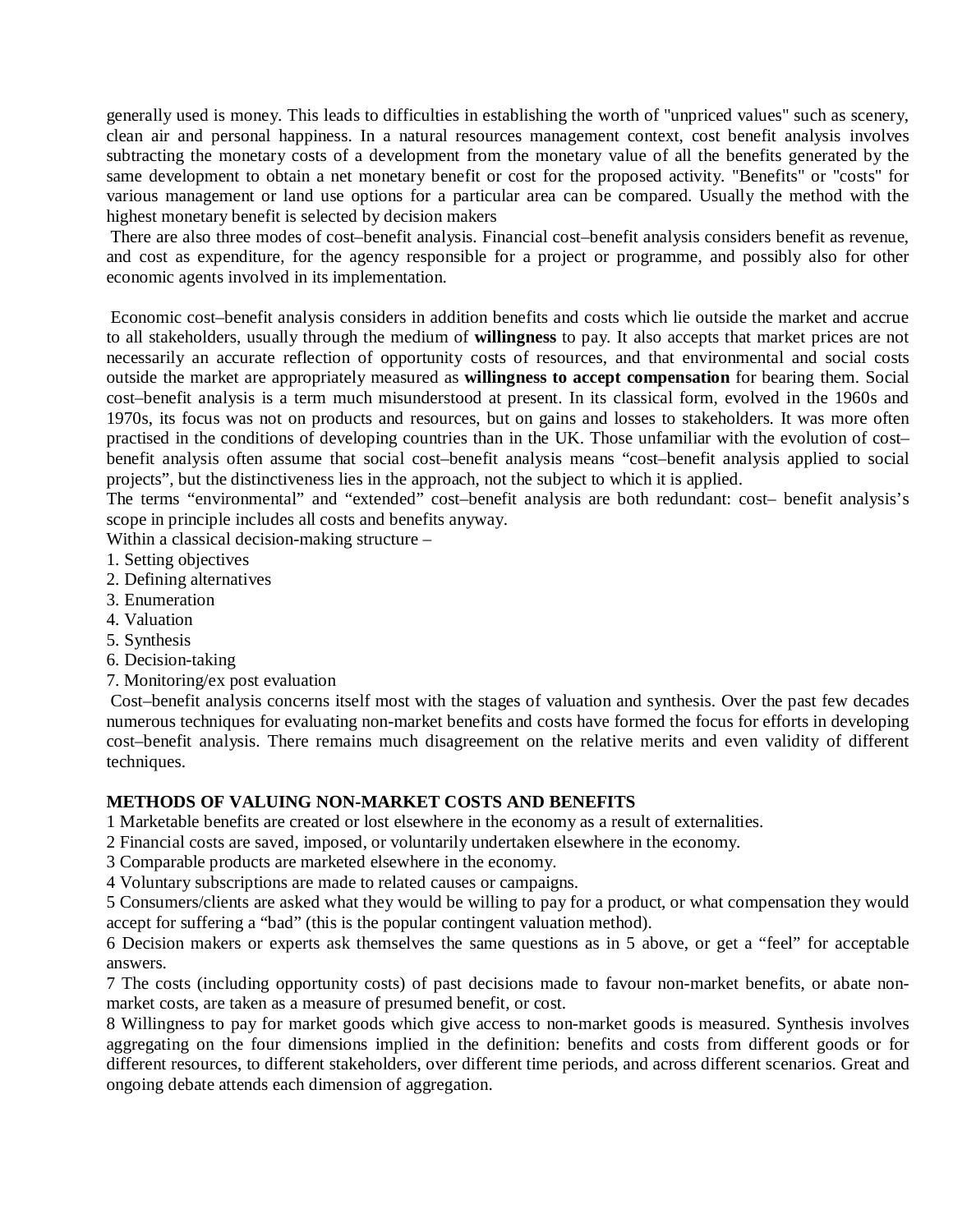generally used is money. This leads to difficulties in establishing the worth of "unpriced values" such as scenery, clean air and personal happiness. In a natural resources management context, cost benefit analysis involves subtracting the monetary costs of a development from the monetary value of all the benefits generated by the same development to obtain a net monetary benefit or cost for the proposed activity. "Benefits" or "costs" for various management or land use options for a particular area can be compared. Usually the method with the highest monetary benefit is selected by decision makers

There are also three modes of cost–benefit analysis. Financial cost–benefit analysis considers benefit as revenue, and cost as expenditure, for the agency responsible for a project or programme, and possibly also for other economic agents involved in its implementation.

Economic cost–benefit analysis considers in addition benefits and costs which lie outside the market and accrue to all stakeholders, usually through the medium of **willingness** to pay. It also accepts that market prices are not necessarily an accurate reflection of opportunity costs of resources, and that environmental and social costs outside the market are appropriately measured as **willingness to accept compensation** for bearing them. Social cost–benefit analysis is a term much misunderstood at present. In its classical form, evolved in the 1960s and 1970s, its focus was not on products and resources, but on gains and losses to stakeholders. It was more often practised in the conditions of developing countries than in the UK. Those unfamiliar with the evolution of cost–benefit analysis often assume that social cost–benefit analysis means "cost–benefit analysis applied to social projects", but the distinctiveness lies in the approach, not the subject to which it is applied.

The terms "environmental" and "extended" cost–benefit analysis are both redundant: cost– benefit analysis's scope in principle includes all costs and benefits anyway.

Within a classical decision-making structure –

1. Setting objectives
2. Defining alternatives
3. Enumeration
4. Valuation
5. Synthesis
6. Decision-taking
7. Monitoring/ex post evaluation

Cost–benefit analysis concerns itself most with the stages of valuation and synthesis. Over the past few decades numerous techniques for evaluating non-market benefits and costs have formed the focus for efforts in developing cost–benefit analysis. There remains much disagreement on the relative merits and even validity of different techniques.

**METHODS OF VALUING NON-MARKET COSTS AND BENEFITS**

1 Marketable benefits are created or lost elsewhere in the economy as a result of externalities.

2 Financial costs are saved, imposed, or voluntarily undertaken elsewhere in the economy.

3 Comparable products are marketed elsewhere in the economy.

4 Voluntary subscriptions are made to related causes or campaigns.

5 Consumers/clients are asked what they would be willing to pay for a product, or what compensation they would accept for suffering a "bad" (this is the popular contingent valuation method).

6 Decision makers or experts ask themselves the same questions as in 5 above, or get a "feel" for acceptable answers.

7 The costs (including opportunity costs) of past decisions made to favour non-market benefits, or abate non-market costs, are taken as a measure of presumed benefit, or cost.

8 Willingness to pay for market goods which give access to non-market goods is measured. Synthesis involves aggregating on the four dimensions implied in the definition: benefits and costs from different goods or for different resources, to different stakeholders, over different time periods, and across different scenarios. Great and ongoing debate attends each dimension of aggregation.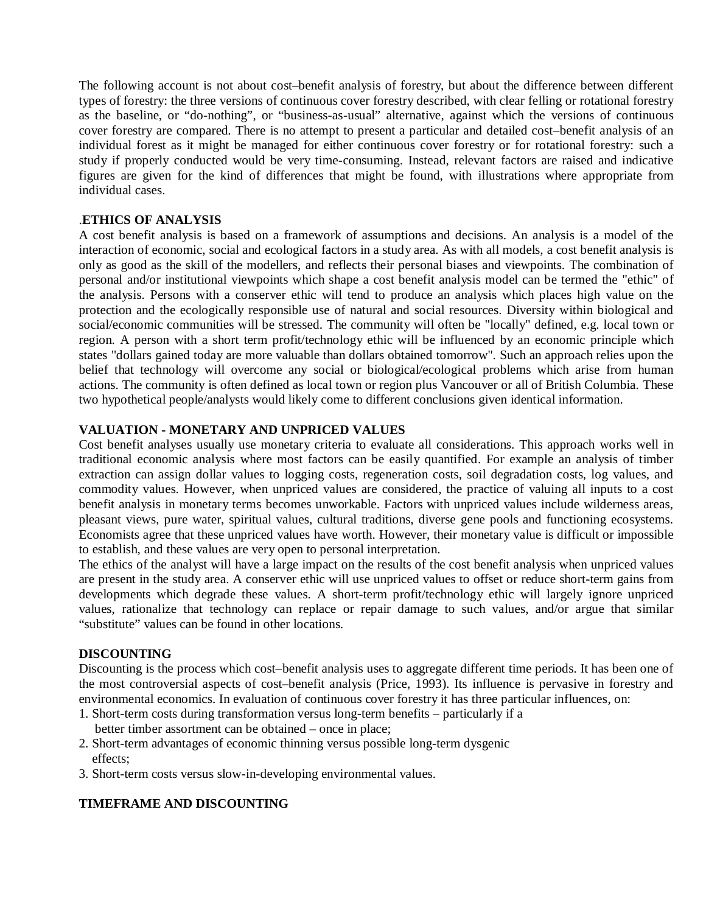The following account is not about cost–benefit analysis of forestry, but about the difference between different types of forestry: the three versions of continuous cover forestry described, with clear felling or rotational forestry as the baseline, or "do-nothing", or "business-as-usual" alternative, against which the versions of continuous cover forestry are compared. There is no attempt to present a particular and detailed cost–benefit analysis of an individual forest as it might be managed for either continuous cover forestry or for rotational forestry: such a study if properly conducted would be very time-consuming. Instead, relevant factors are raised and indicative figures are given for the kind of differences that might be found, with illustrations where appropriate from individual cases.

## .ETHICS OF ANALYSIS

A cost benefit analysis is based on a framework of assumptions and decisions. An analysis is a model of the interaction of economic, social and ecological factors in a study area. As with all models, a cost benefit analysis is only as good as the skill of the modellers, and reflects their personal biases and viewpoints. The combination of personal and/or institutional viewpoints which shape a cost benefit analysis model can be termed the "ethic" of the analysis. Persons with a conserver ethic will tend to produce an analysis which places high value on the protection and the ecologically responsible use of natural and social resources. Diversity within biological and social/economic communities will be stressed. The community will often be "locally" defined, e.g. local town or region. A person with a short term profit/technology ethic will be influenced by an economic principle which states "dollars gained today are more valuable than dollars obtained tomorrow". Such an approach relies upon the belief that technology will overcome any social or biological/ecological problems which arise from human actions. The community is often defined as local town or region plus Vancouver or all of British Columbia. These two hypothetical people/analysts would likely come to different conclusions given identical information.

## VALUATION - MONETARY AND UNPRICED VALUES

Cost benefit analyses usually use monetary criteria to evaluate all considerations. This approach works well in traditional economic analysis where most factors can be easily quantified. For example an analysis of timber extraction can assign dollar values to logging costs, regeneration costs, soil degradation costs, log values, and commodity values. However, when unpriced values are considered, the practice of valuing all inputs to a cost benefit analysis in monetary terms becomes unworkable. Factors with unpriced values include wilderness areas, pleasant views, pure water, spiritual values, cultural traditions, diverse gene pools and functioning ecosystems. Economists agree that these unpriced values have worth. However, their monetary value is difficult or impossible to establish, and these values are very open to personal interpretation.

The ethics of the analyst will have a large impact on the results of the cost benefit analysis when unpriced values are present in the study area. A conserver ethic will use unpriced values to offset or reduce short-term gains from developments which degrade these values. A short-term profit/technology ethic will largely ignore unpriced values, rationalize that technology can replace or repair damage to such values, and/or argue that similar "substitute" values can be found in other locations.

## DISCOUNTING

Discounting is the process which cost–benefit analysis uses to aggregate different time periods. It has been one of the most controversial aspects of cost–benefit analysis (Price, 1993). Its influence is pervasive in forestry and environmental economics. In evaluation of continuous cover forestry it has three particular influences, on:

1. Short-term costs during transformation versus long-term benefits – particularly if a better timber assortment can be obtained – once in place;
2. Short-term advantages of economic thinning versus possible long-term dysgenic effects;
3. Short-term costs versus slow-in-developing environmental values.

## TIMEFRAME AND DISCOUNTING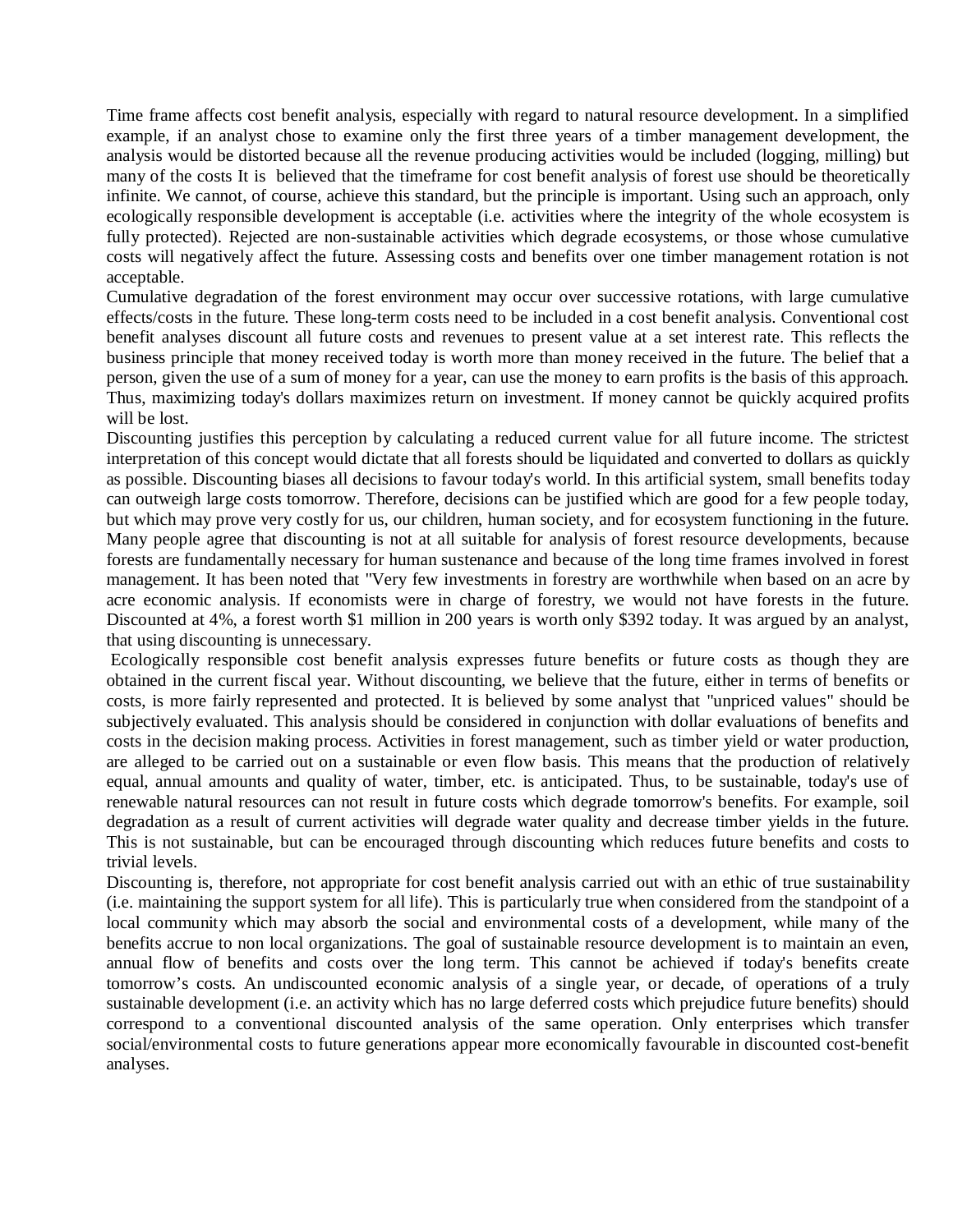Time frame affects cost benefit analysis, especially with regard to natural resource development. In a simplified example, if an analyst chose to examine only the first three years of a timber management development, the analysis would be distorted because all the revenue producing activities would be included (logging, milling) but many of the costs It is believed that the timeframe for cost benefit analysis of forest use should be theoretically infinite. We cannot, of course, achieve this standard, but the principle is important. Using such an approach, only ecologically responsible development is acceptable (i.e. activities where the integrity of the whole ecosystem is fully protected). Rejected are non-sustainable activities which degrade ecosystems, or those whose cumulative costs will negatively affect the future. Assessing costs and benefits over one timber management rotation is not acceptable.

Cumulative degradation of the forest environment may occur over successive rotations, with large cumulative effects/costs in the future. These long-term costs need to be included in a cost benefit analysis. Conventional cost benefit analyses discount all future costs and revenues to present value at a set interest rate. This reflects the business principle that money received today is worth more than money received in the future. The belief that a person, given the use of a sum of money for a year, can use the money to earn profits is the basis of this approach. Thus, maximizing today's dollars maximizes return on investment. If money cannot be quickly acquired profits will be lost.

Discounting justifies this perception by calculating a reduced current value for all future income. The strictest interpretation of this concept would dictate that all forests should be liquidated and converted to dollars as quickly as possible. Discounting biases all decisions to favour today's world. In this artificial system, small benefits today can outweigh large costs tomorrow. Therefore, decisions can be justified which are good for a few people today, but which may prove very costly for us, our children, human society, and for ecosystem functioning in the future. Many people agree that discounting is not at all suitable for analysis of forest resource developments, because forests are fundamentally necessary for human sustenance and because of the long time frames involved in forest management. It has been noted that "Very few investments in forestry are worthwhile when based on an acre by acre economic analysis. If economists were in charge of forestry, we would not have forests in the future. Discounted at 4%, a forest worth $1 million in 200 years is worth only $392 today. It was argued by an analyst, that using discounting is unnecessary.

Ecologically responsible cost benefit analysis expresses future benefits or future costs as though they are obtained in the current fiscal year. Without discounting, we believe that the future, either in terms of benefits or costs, is more fairly represented and protected. It is believed by some analyst that "unpriced values" should be subjectively evaluated. This analysis should be considered in conjunction with dollar evaluations of benefits and costs in the decision making process. Activities in forest management, such as timber yield or water production, are alleged to be carried out on a sustainable or even flow basis. This means that the production of relatively equal, annual amounts and quality of water, timber, etc. is anticipated. Thus, to be sustainable, today's use of renewable natural resources can not result in future costs which degrade tomorrow's benefits. For example, soil degradation as a result of current activities will degrade water quality and decrease timber yields in the future. This is not sustainable, but can be encouraged through discounting which reduces future benefits and costs to trivial levels.

Discounting is, therefore, not appropriate for cost benefit analysis carried out with an ethic of true sustainability (i.e. maintaining the support system for all life). This is particularly true when considered from the standpoint of a local community which may absorb the social and environmental costs of a development, while many of the benefits accrue to non local organizations. The goal of sustainable resource development is to maintain an even, annual flow of benefits and costs over the long term. This cannot be achieved if today's benefits create tomorrow's costs. An undiscounted economic analysis of a single year, or decade, of operations of a truly sustainable development (i.e. an activity which has no large deferred costs which prejudice future benefits) should correspond to a conventional discounted analysis of the same operation. Only enterprises which transfer social/environmental costs to future generations appear more economically favourable in discounted cost-benefit analyses.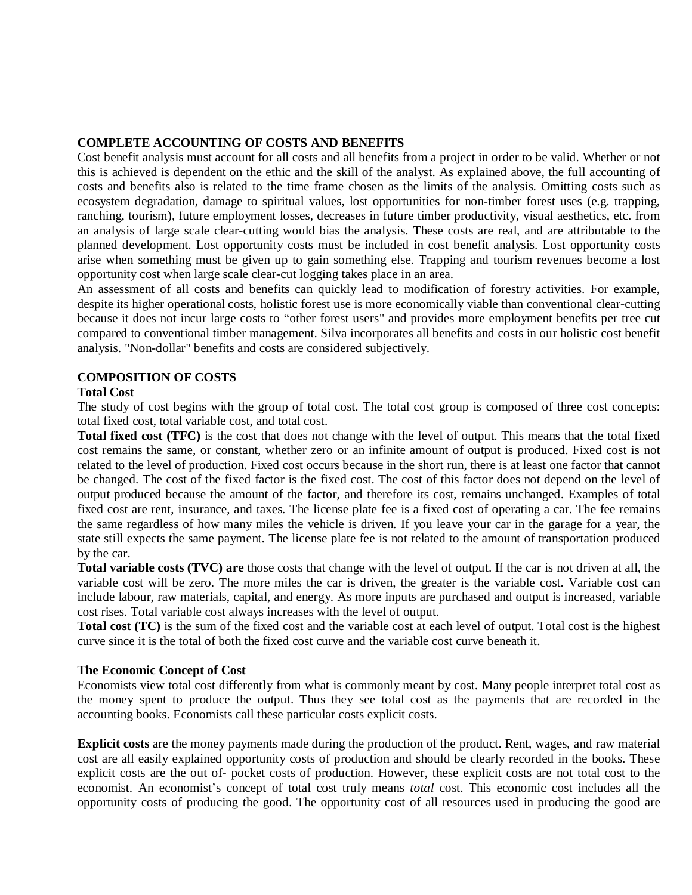## COMPLETE ACCOUNTING OF COSTS AND BENEFITS

Cost benefit analysis must account for all costs and all benefits from a project in order to be valid. Whether or not this is achieved is dependent on the ethic and the skill of the analyst. As explained above, the full accounting of costs and benefits also is related to the time frame chosen as the limits of the analysis. Omitting costs such as ecosystem degradation, damage to spiritual values, lost opportunities for non-timber forest uses (e.g. trapping, ranching, tourism), future employment losses, decreases in future timber productivity, visual aesthetics, etc. from an analysis of large scale clear-cutting would bias the analysis. These costs are real, and are attributable to the planned development. Lost opportunity costs must be included in cost benefit analysis. Lost opportunity costs arise when something must be given up to gain something else. Trapping and tourism revenues become a lost opportunity cost when large scale clear-cut logging takes place in an area.

An assessment of all costs and benefits can quickly lead to modification of forestry activities. For example, despite its higher operational costs, holistic forest use is more economically viable than conventional clear-cutting because it does not incur large costs to “other forest users" and provides more employment benefits per tree cut compared to conventional timber management. Silva incorporates all benefits and costs in our holistic cost benefit analysis. "Non-dollar" benefits and costs are considered subjectively.

## COMPOSITION OF COSTS

### Total Cost

The study of cost begins with the group of total cost. The total cost group is composed of three cost concepts: total fixed cost, total variable cost, and total cost.

**Total fixed cost (TFC)** is the cost that does not change with the level of output. This means that the total fixed cost remains the same, or constant, whether zero or an infinite amount of output is produced. Fixed cost is not related to the level of production. Fixed cost occurs because in the short run, there is at least one factor that cannot be changed. The cost of the fixed factor is the fixed cost. The cost of this factor does not depend on the level of output produced because the amount of the factor, and therefore its cost, remains unchanged. Examples of total fixed cost are rent, insurance, and taxes. The license plate fee is a fixed cost of operating a car. The fee remains the same regardless of how many miles the vehicle is driven. If you leave your car in the garage for a year, the state still expects the same payment. The license plate fee is not related to the amount of transportation produced by the car.

**Total variable costs (TVC) are** those costs that change with the level of output. If the car is not driven at all, the variable cost will be zero. The more miles the car is driven, the greater is the variable cost. Variable cost can include labour, raw materials, capital, and energy. As more inputs are purchased and output is increased, variable cost rises. Total variable cost always increases with the level of output.

**Total cost (TC)** is the sum of the fixed cost and the variable cost at each level of output. Total cost is the highest curve since it is the total of both the fixed cost curve and the variable cost curve beneath it.

### The Economic Concept of Cost

Economists view total cost differently from what is commonly meant by cost. Many people interpret total cost as the money spent to produce the output. Thus they see total cost as the payments that are recorded in the accounting books. Economists call these particular costs explicit costs.

**Explicit costs** are the money payments made during the production of the product. Rent, wages, and raw material cost are all easily explained opportunity costs of production and should be clearly recorded in the books. These explicit costs are the out of- pocket costs of production. However, these explicit costs are not total cost to the economist. An economist’s concept of total cost truly means *total* cost. This economic cost includes all the opportunity costs of producing the good. The opportunity cost of all resources used in producing the good are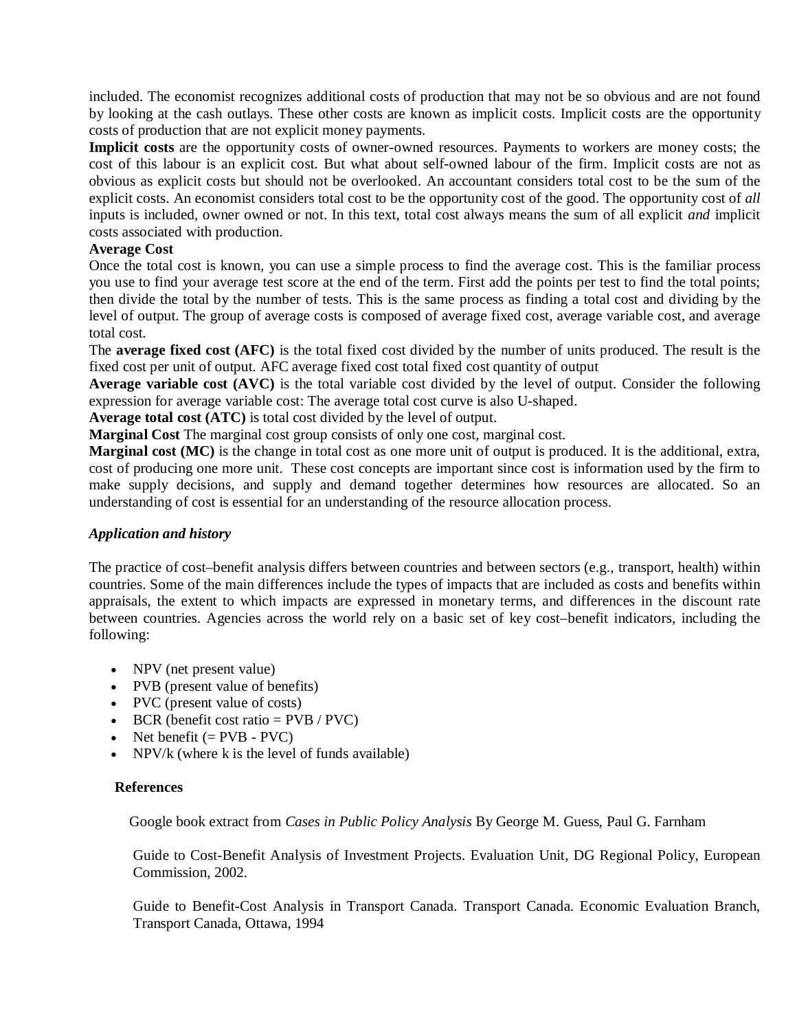included. The economist recognizes additional costs of production that may not be so obvious and are not found by looking at the cash outlays. These other costs are known as implicit costs. Implicit costs are the opportunity costs of production that are not explicit money payments.

**Implicit costs** are the opportunity costs of owner-owned resources. Payments to workers are money costs; the cost of this labour is an explicit cost. But what about self-owned labour of the firm. Implicit costs are not as obvious as explicit costs but should not be overlooked. An accountant considers total cost to be the sum of the explicit costs. An economist considers total cost to be the opportunity cost of the good. The opportunity cost of *all* inputs is included, owner owned or not. In this text, total cost always means the sum of all explicit *and* implicit costs associated with production.

**Average Cost**

Once the total cost is known, you can use a simple process to find the average cost. This is the familiar process you use to find your average test score at the end of the term. First add the points per test to find the total points; then divide the total by the number of tests. This is the same process as finding a total cost and dividing by the level of output. The group of average costs is composed of average fixed cost, average variable cost, and average total cost.

The **average fixed cost (AFC)** is the total fixed cost divided by the number of units produced. The result is the fixed cost per unit of output. AFC average fixed cost total fixed cost quantity of output

**Average variable cost (AVC)** is the total variable cost divided by the level of output. Consider the following expression for average variable cost: The average total cost curve is also U-shaped.

**Average total cost (ATC)** is total cost divided by the level of output.

**Marginal Cost** The marginal cost group consists of only one cost, marginal cost.

**Marginal cost (MC)** is the change in total cost as one more unit of output is produced. It is the additional, extra, cost of producing one more unit. These cost concepts are important since cost is information used by the firm to make supply decisions, and supply and demand together determines how resources are allocated. So an understanding of cost is essential for an understanding of the resource allocation process.

***Application and history***

The practice of cost–benefit analysis differs between countries and between sectors (e.g., transport, health) within countries. Some of the main differences include the types of impacts that are included as costs and benefits within appraisals, the extent to which impacts are expressed in monetary terms, and differences in the discount rate between countries. Agencies across the world rely on a basic set of key cost–benefit indicators, including the following:

- NPV (net present value)
- PVB (present value of benefits)
- PVC (present value of costs)
- BCR (benefit cost ratio = PVB / PVC)
- Net benefit (= PVB - PVC)
- NPV/k (where k is the level of funds available)

**References**

Google book extract from *Cases in Public Policy Analysis* By George M. Guess, Paul G. Farnham

Guide to Cost-Benefit Analysis of Investment Projects. Evaluation Unit, DG Regional Policy, European Commission, 2002.

Guide to Benefit-Cost Analysis in Transport Canada. Transport Canada. Economic Evaluation Branch, Transport Canada, Ottawa, 1994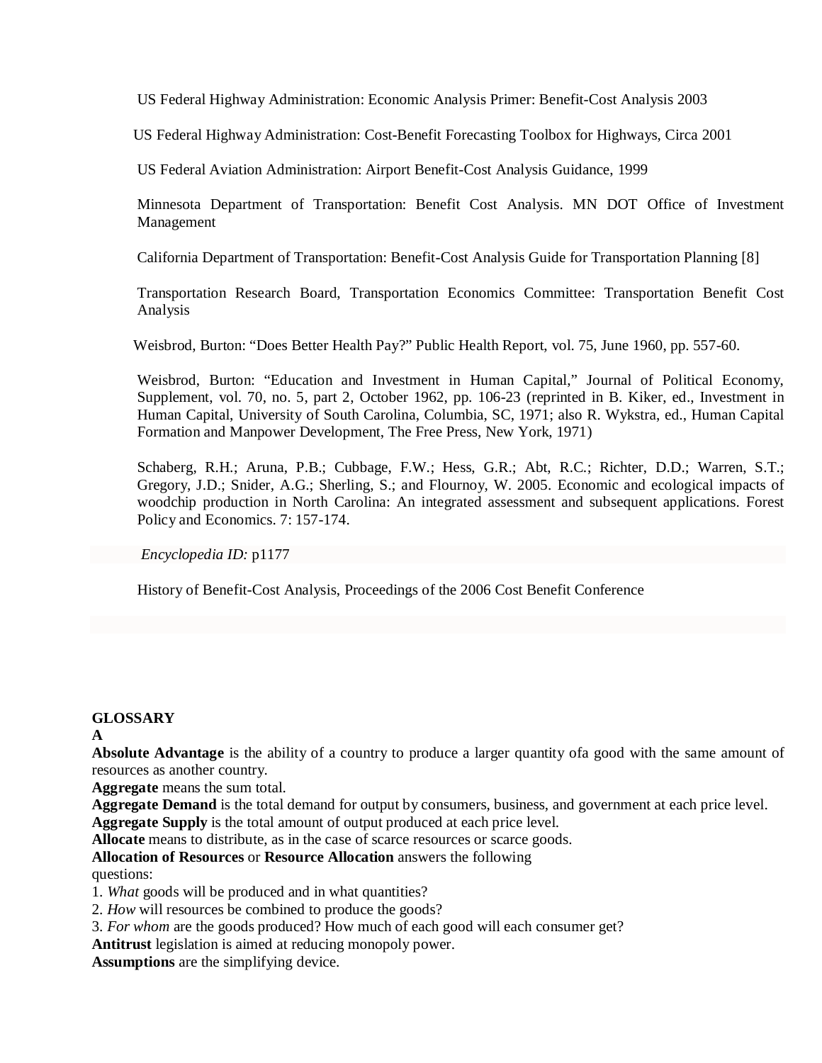US Federal Highway Administration: Economic Analysis Primer: Benefit-Cost Analysis 2003

US Federal Highway Administration: Cost-Benefit Forecasting Toolbox for Highways, Circa 2001

US Federal Aviation Administration: Airport Benefit-Cost Analysis Guidance, 1999

Minnesota Department of Transportation: Benefit Cost Analysis. MN DOT Office of Investment Management

California Department of Transportation: Benefit-Cost Analysis Guide for Transportation Planning [8]

Transportation Research Board, Transportation Economics Committee: Transportation Benefit Cost Analysis

Weisbrod, Burton: "Does Better Health Pay?" Public Health Report, vol. 75, June 1960, pp. 557-60.

Weisbrod, Burton: "Education and Investment in Human Capital," Journal of Political Economy, Supplement, vol. 70, no. 5, part 2, October 1962, pp. 106-23 (reprinted in B. Kiker, ed., Investment in Human Capital, University of South Carolina, Columbia, SC, 1971; also R. Wykstra, ed., Human Capital Formation and Manpower Development, The Free Press, New York, 1971)

Schaberg, R.H.; Aruna, P.B.; Cubbage, F.W.; Hess, G.R.; Abt, R.C.; Richter, D.D.; Warren, S.T.; Gregory, J.D.; Snider, A.G.; Sherling, S.; and Flournoy, W. 2005. Economic and ecological impacts of woodchip production in North Carolina: An integrated assessment and subsequent applications. Forest Policy and Economics. 7: 157-174.

*Encyclopedia ID:* p1177

History of Benefit-Cost Analysis, Proceedings of the 2006 Cost Benefit Conference

## GLOSSARY

### A

**Absolute Advantage** is the ability of a country to produce a larger quantity ofa good with the same amount of resources as another country.

**Aggregate** means the sum total.

**Aggregate Demand** is the total demand for output by consumers, business, and government at each price level.

**Aggregate Supply** is the total amount of output produced at each price level.

**Allocate** means to distribute, as in the case of scarce resources or scarce goods.

**Allocation of Resources** or **Resource Allocation** answers the following questions:

1. *What* goods will be produced and in what quantities?
2. *How* will resources be combined to produce the goods?
3. *For whom* are the goods produced? How much of each good will each consumer get?

**Antitrust** legislation is aimed at reducing monopoly power.

**Assumptions** are the simplifying device.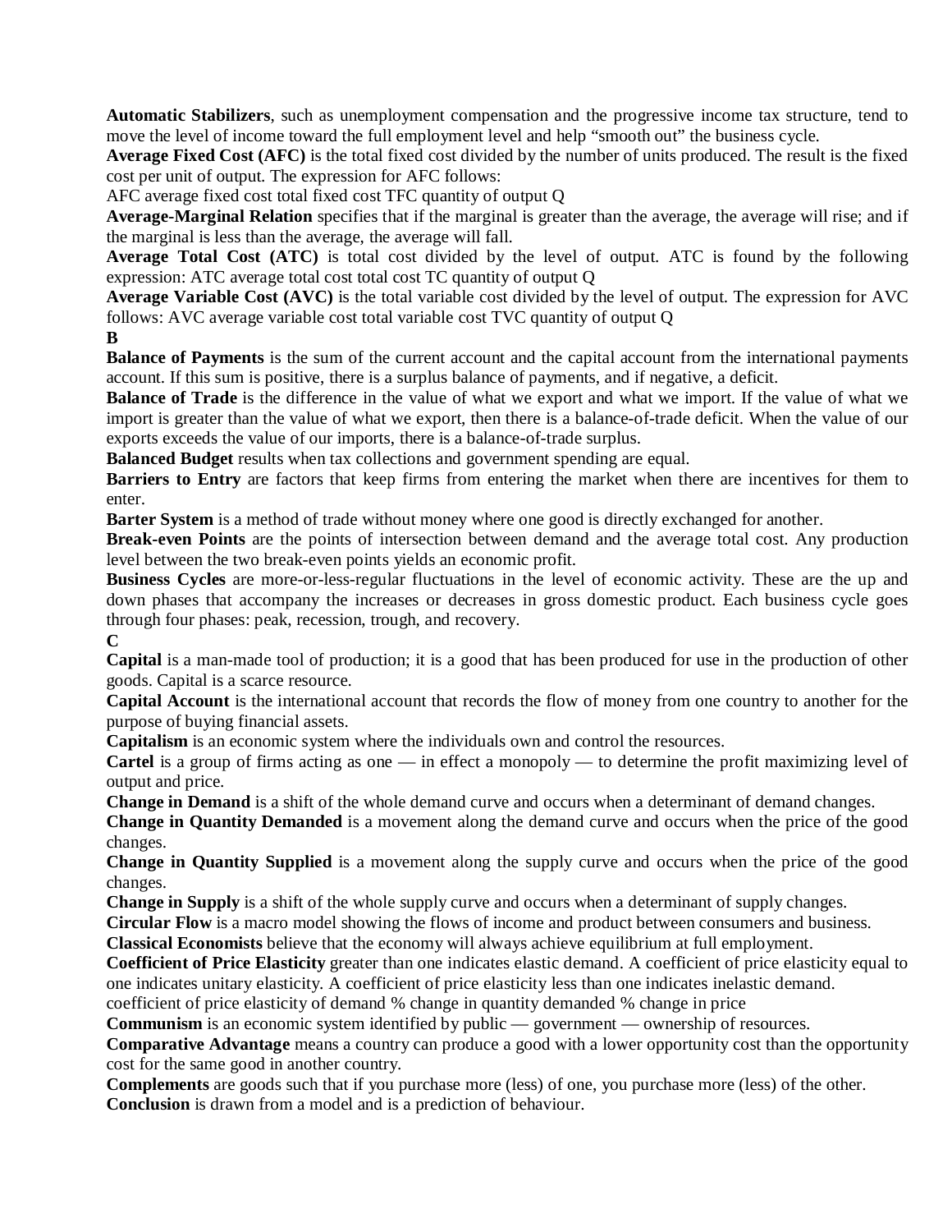**Automatic Stabilizers**, such as unemployment compensation and the progressive income tax structure, tend to move the level of income toward the full employment level and help "smooth out" the business cycle.

**Average Fixed Cost (AFC)** is the total fixed cost divided by the number of units produced. The result is the fixed cost per unit of output. The expression for AFC follows:

AFC average fixed cost total fixed cost TFC quantity of output Q

**Average-Marginal Relation** specifies that if the marginal is greater than the average, the average will rise; and if the marginal is less than the average, the average will fall.

**Average Total Cost (ATC)** is total cost divided by the level of output. ATC is found by the following expression: ATC average total cost total cost TC quantity of output Q

**Average Variable Cost (AVC)** is the total variable cost divided by the level of output. The expression for AVC follows: AVC average variable cost total variable cost TVC quantity of output Q

**B**

**Balance of Payments** is the sum of the current account and the capital account from the international payments account. If this sum is positive, there is a surplus balance of payments, and if negative, a deficit.

**Balance of Trade** is the difference in the value of what we export and what we import. If the value of what we import is greater than the value of what we export, then there is a balance-of-trade deficit. When the value of our exports exceeds the value of our imports, there is a balance-of-trade surplus.

**Balanced Budget** results when tax collections and government spending are equal.

**Barriers to Entry** are factors that keep firms from entering the market when there are incentives for them to enter.

**Barter System** is a method of trade without money where one good is directly exchanged for another.

**Break-even Points** are the points of intersection between demand and the average total cost. Any production level between the two break-even points yields an economic profit.

**Business Cycles** are more-or-less-regular fluctuations in the level of economic activity. These are the up and down phases that accompany the increases or decreases in gross domestic product. Each business cycle goes through four phases: peak, recession, trough, and recovery.

**C**

**Capital** is a man-made tool of production; it is a good that has been produced for use in the production of other goods. Capital is a scarce resource.

**Capital Account** is the international account that records the flow of money from one country to another for the purpose of buying financial assets.

**Capitalism** is an economic system where the individuals own and control the resources.

**Cartel** is a group of firms acting as one — in effect a monopoly — to determine the profit maximizing level of output and price.

**Change in Demand** is a shift of the whole demand curve and occurs when a determinant of demand changes.

**Change in Quantity Demanded** is a movement along the demand curve and occurs when the price of the good changes.

**Change in Quantity Supplied** is a movement along the supply curve and occurs when the price of the good changes.

**Change in Supply** is a shift of the whole supply curve and occurs when a determinant of supply changes.

**Circular Flow** is a macro model showing the flows of income and product between consumers and business.

**Classical Economists** believe that the economy will always achieve equilibrium at full employment.

**Coefficient of Price Elasticity** greater than one indicates elastic demand. A coefficient of price elasticity equal to one indicates unitary elasticity. A coefficient of price elasticity less than one indicates inelastic demand.

coefficient of price elasticity of demand % change in quantity demanded % change in price

**Communism** is an economic system identified by public — government — ownership of resources.

**Comparative Advantage** means a country can produce a good with a lower opportunity cost than the opportunity cost for the same good in another country.

**Complements** are goods such that if you purchase more (less) of one, you purchase more (less) of the other.

**Conclusion** is drawn from a model and is a prediction of behaviour.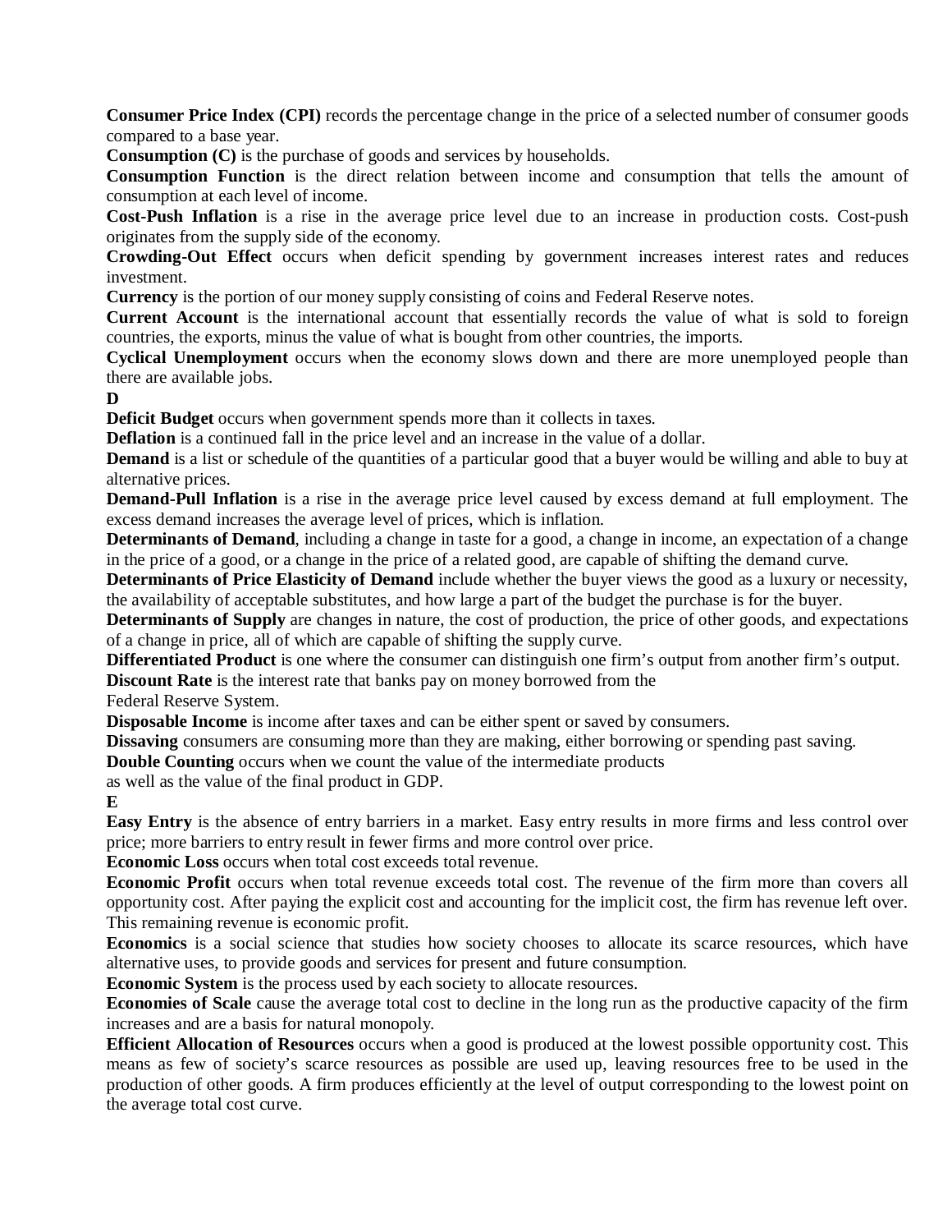**Consumer Price Index (CPI)** records the percentage change in the price of a selected number of consumer goods compared to a base year.

**Consumption (C)** is the purchase of goods and services by households.

**Consumption Function** is the direct relation between income and consumption that tells the amount of consumption at each level of income.

**Cost-Push Inflation** is a rise in the average price level due to an increase in production costs. Cost-push originates from the supply side of the economy.

**Crowding-Out Effect** occurs when deficit spending by government increases interest rates and reduces investment.

**Currency** is the portion of our money supply consisting of coins and Federal Reserve notes.

**Current Account** is the international account that essentially records the value of what is sold to foreign countries, the exports, minus the value of what is bought from other countries, the imports.

**Cyclical Unemployment** occurs when the economy slows down and there are more unemployed people than there are available jobs.

**D**

**Deficit Budget** occurs when government spends more than it collects in taxes.

**Deflation** is a continued fall in the price level and an increase in the value of a dollar.

**Demand** is a list or schedule of the quantities of a particular good that a buyer would be willing and able to buy at alternative prices.

**Demand-Pull Inflation** is a rise in the average price level caused by excess demand at full employment. The excess demand increases the average level of prices, which is inflation.

**Determinants of Demand**, including a change in taste for a good, a change in income, an expectation of a change in the price of a good, or a change in the price of a related good, are capable of shifting the demand curve.

**Determinants of Price Elasticity of Demand** include whether the buyer views the good as a luxury or necessity, the availability of acceptable substitutes, and how large a part of the budget the purchase is for the buyer.

**Determinants of Supply** are changes in nature, the cost of production, the price of other goods, and expectations of a change in price, all of which are capable of shifting the supply curve.

**Differentiated Product** is one where the consumer can distinguish one firm's output from another firm's output.

**Discount Rate** is the interest rate that banks pay on money borrowed from the Federal Reserve System.

**Disposable Income** is income after taxes and can be either spent or saved by consumers.

**Dissaving** consumers are consuming more than they are making, either borrowing or spending past saving.

**Double Counting** occurs when we count the value of the intermediate products as well as the value of the final product in GDP.

**E**

**Easy Entry** is the absence of entry barriers in a market. Easy entry results in more firms and less control over price; more barriers to entry result in fewer firms and more control over price.

**Economic Loss** occurs when total cost exceeds total revenue.

**Economic Profit** occurs when total revenue exceeds total cost. The revenue of the firm more than covers all opportunity cost. After paying the explicit cost and accounting for the implicit cost, the firm has revenue left over. This remaining revenue is economic profit.

**Economics** is a social science that studies how society chooses to allocate its scarce resources, which have alternative uses, to provide goods and services for present and future consumption.

**Economic System** is the process used by each society to allocate resources.

**Economies of Scale** cause the average total cost to decline in the long run as the productive capacity of the firm increases and are a basis for natural monopoly.

**Efficient Allocation of Resources** occurs when a good is produced at the lowest possible opportunity cost. This means as few of society's scarce resources as possible are used up, leaving resources free to be used in the production of other goods. A firm produces efficiently at the level of output corresponding to the lowest point on the average total cost curve.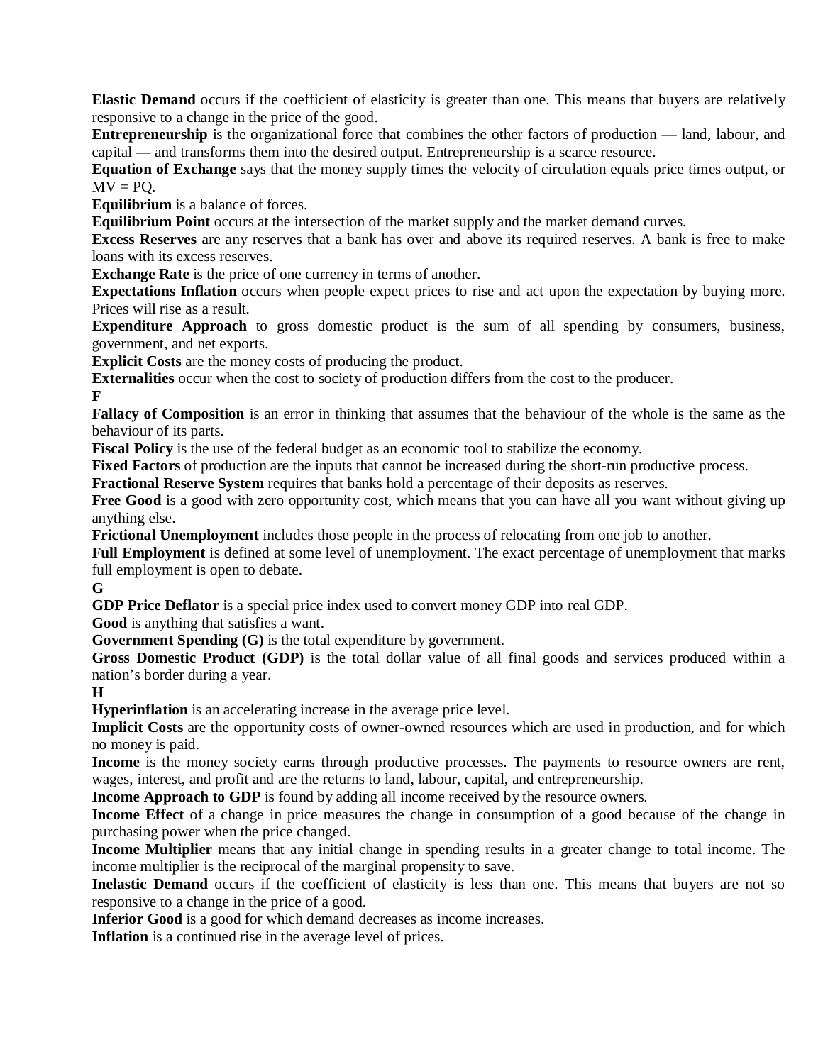**Elastic Demand** occurs if the coefficient of elasticity is greater than one. This means that buyers are relatively responsive to a change in the price of the good.

**Entrepreneurship** is the organizational force that combines the other factors of production — land, labour, and capital — and transforms them into the desired output. Entrepreneurship is a scarce resource.

**Equation of Exchange** says that the money supply times the velocity of circulation equals price times output, or $MV = PQ$.

**Equilibrium** is a balance of forces.

**Equilibrium Point** occurs at the intersection of the market supply and the market demand curves.

**Excess Reserves** are any reserves that a bank has over and above its required reserves. A bank is free to make loans with its excess reserves.

**Exchange Rate** is the price of one currency in terms of another.

**Expectations Inflation** occurs when people expect prices to rise and act upon the expectation by buying more. Prices will rise as a result.

**Expenditure Approach** to gross domestic product is the sum of all spending by consumers, business, government, and net exports.

**Explicit Costs** are the money costs of producing the product.

**Externalities** occur when the cost to society of production differs from the cost to the producer.

**F**

**Fallacy of Composition** is an error in thinking that assumes that the behaviour of the whole is the same as the behaviour of its parts.

**Fiscal Policy** is the use of the federal budget as an economic tool to stabilize the economy.

**Fixed Factors** of production are the inputs that cannot be increased during the short-run productive process.

**Fractional Reserve System** requires that banks hold a percentage of their deposits as reserves.

**Free Good** is a good with zero opportunity cost, which means that you can have all you want without giving up anything else.

**Frictional Unemployment** includes those people in the process of relocating from one job to another.

**Full Employment** is defined at some level of unemployment. The exact percentage of unemployment that marks full employment is open to debate.

**G**

**GDP Price Deflator** is a special price index used to convert money GDP into real GDP.

**Good** is anything that satisfies a want.

**Government Spending (G)** is the total expenditure by government.

**Gross Domestic Product (GDP)** is the total dollar value of all final goods and services produced within a nation's border during a year.

**H**

**Hyperinflation** is an accelerating increase in the average price level.

**Implicit Costs** are the opportunity costs of owner-owned resources which are used in production, and for which no money is paid.

**Income** is the money society earns through productive processes. The payments to resource owners are rent, wages, interest, and profit and are the returns to land, labour, capital, and entrepreneurship.

**Income Approach to GDP** is found by adding all income received by the resource owners.

**Income Effect** of a change in price measures the change in consumption of a good because of the change in purchasing power when the price changed.

**Income Multiplier** means that any initial change in spending results in a greater change to total income. The income multiplier is the reciprocal of the marginal propensity to save.

**Inelastic Demand** occurs if the coefficient of elasticity is less than one. This means that buyers are not so responsive to a change in the price of a good.

**Inferior Good** is a good for which demand decreases as income increases.

**Inflation** is a continued rise in the average level of prices.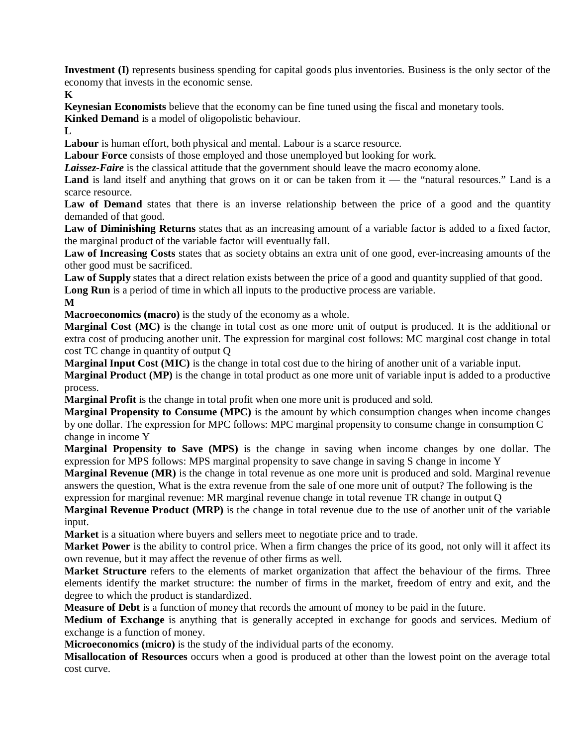**Investment (I)** represents business spending for capital goods plus inventories. Business is the only sector of the economy that invests in the economic sense.

**K**

**Keynesian Economists** believe that the economy can be fine tuned using the fiscal and monetary tools.

**Kinked Demand** is a model of oligopolistic behaviour.

**L**

**Labour** is human effort, both physical and mental. Labour is a scarce resource.

**Labour Force** consists of those employed and those unemployed but looking for work.

***Laissez-Faire*** is the classical attitude that the government should leave the macro economy alone.

**Land** is land itself and anything that grows on it or can be taken from it — the "natural resources." Land is a scarce resource.

**Law of Demand** states that there is an inverse relationship between the price of a good and the quantity demanded of that good.

**Law of Diminishing Returns** states that as an increasing amount of a variable factor is added to a fixed factor, the marginal product of the variable factor will eventually fall.

**Law of Increasing Costs** states that as society obtains an extra unit of one good, ever-increasing amounts of the other good must be sacrificed.

**Law of Supply** states that a direct relation exists between the price of a good and quantity supplied of that good.

**Long Run** is a period of time in which all inputs to the productive process are variable.

**M**

**Macroeconomics (macro)** is the study of the economy as a whole.

**Marginal Cost (MC)** is the change in total cost as one more unit of output is produced. It is the additional or extra cost of producing another unit. The expression for marginal cost follows: MC marginal cost change in total cost TC change in quantity of output Q

**Marginal Input Cost (MIC)** is the change in total cost due to the hiring of another unit of a variable input.

**Marginal Product (MP)** is the change in total product as one more unit of variable input is added to a productive process.

**Marginal Profit** is the change in total profit when one more unit is produced and sold.

**Marginal Propensity to Consume (MPC)** is the amount by which consumption changes when income changes by one dollar. The expression for MPC follows: MPC marginal propensity to consume change in consumption C change in income Y

**Marginal Propensity to Save (MPS)** is the change in saving when income changes by one dollar. The expression for MPS follows: MPS marginal propensity to save change in saving S change in income Y

**Marginal Revenue (MR)** is the change in total revenue as one more unit is produced and sold. Marginal revenue answers the question, What is the extra revenue from the sale of one more unit of output? The following is the expression for marginal revenue: MR marginal revenue change in total revenue TR change in output Q

**Marginal Revenue Product (MRP)** is the change in total revenue due to the use of another unit of the variable input.

**Market** is a situation where buyers and sellers meet to negotiate price and to trade.

**Market Power** is the ability to control price. When a firm changes the price of its good, not only will it affect its own revenue, but it may affect the revenue of other firms as well.

**Market Structure** refers to the elements of market organization that affect the behaviour of the firms. Three elements identify the market structure: the number of firms in the market, freedom of entry and exit, and the degree to which the product is standardized.

**Measure of Debt** is a function of money that records the amount of money to be paid in the future.

**Medium of Exchange** is anything that is generally accepted in exchange for goods and services. Medium of exchange is a function of money.

**Microeconomics (micro)** is the study of the individual parts of the economy.

**Misallocation of Resources** occurs when a good is produced at other than the lowest point on the average total cost curve.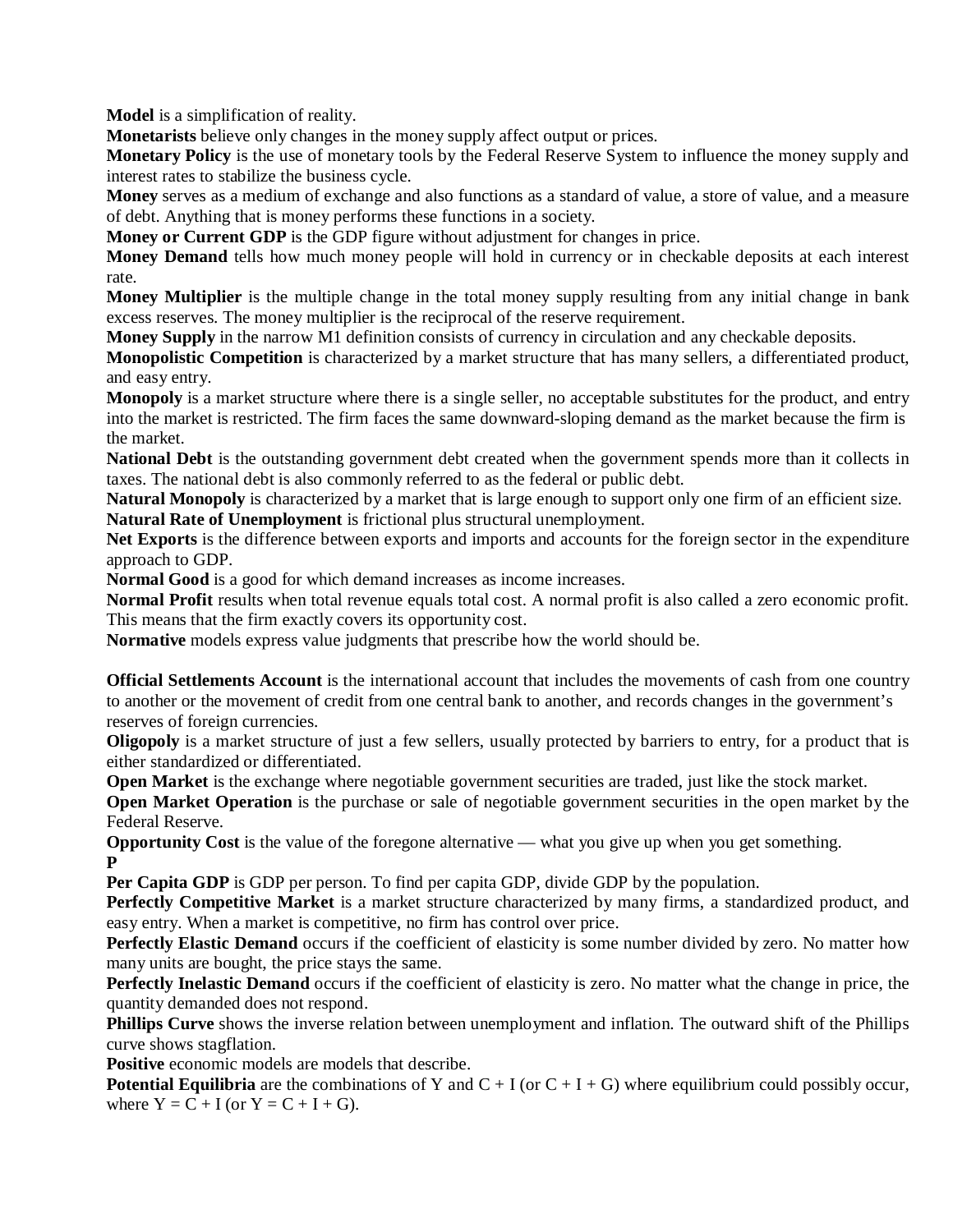**Model** is a simplification of reality.
**Monetarists** believe only changes in the money supply affect output or prices.
**Monetary Policy** is the use of monetary tools by the Federal Reserve System to influence the money supply and interest rates to stabilize the business cycle.
**Money** serves as a medium of exchange and also functions as a standard of value, a store of value, and a measure of debt. Anything that is money performs these functions in a society.
**Money or Current GDP** is the GDP figure without adjustment for changes in price.
**Money Demand** tells how much money people will hold in currency or in checkable deposits at each interest rate.
**Money Multiplier** is the multiple change in the total money supply resulting from any initial change in bank excess reserves. The money multiplier is the reciprocal of the reserve requirement.
**Money Supply** in the narrow M1 definition consists of currency in circulation and any checkable deposits.
**Monopolistic Competition** is characterized by a market structure that has many sellers, a differentiated product, and easy entry.
**Monopoly** is a market structure where there is a single seller, no acceptable substitutes for the product, and entry into the market is restricted. The firm faces the same downward-sloping demand as the market because the firm is the market.
**National Debt** is the outstanding government debt created when the government spends more than it collects in taxes. The national debt is also commonly referred to as the federal or public debt.
**Natural Monopoly** is characterized by a market that is large enough to support only one firm of an efficient size.
**Natural Rate of Unemployment** is frictional plus structural unemployment.
**Net Exports** is the difference between exports and imports and accounts for the foreign sector in the expenditure approach to GDP.
**Normal Good** is a good for which demand increases as income increases.
**Normal Profit** results when total revenue equals total cost. A normal profit is also called a zero economic profit. This means that the firm exactly covers its opportunity cost.
**Normative** models express value judgments that prescribe how the world should be.

**Official Settlements Account** is the international account that includes the movements of cash from one country to another or the movement of credit from one central bank to another, and records changes in the government's reserves of foreign currencies.
**Oligopoly** is a market structure of just a few sellers, usually protected by barriers to entry, for a product that is either standardized or differentiated.
**Open Market** is the exchange where negotiable government securities are traded, just like the stock market.
**Open Market Operation** is the purchase or sale of negotiable government securities in the open market by the Federal Reserve.
**Opportunity Cost** is the value of the foregone alternative — what you give up when you get something.

**P**

**Per Capita GDP** is GDP per person. To find per capita GDP, divide GDP by the population.
**Perfectly Competitive Market** is a market structure characterized by many firms, a standardized product, and easy entry. When a market is competitive, no firm has control over price.
**Perfectly Elastic Demand** occurs if the coefficient of elasticity is some number divided by zero. No matter how many units are bought, the price stays the same.
**Perfectly Inelastic Demand** occurs if the coefficient of elasticity is zero. No matter what the change in price, the quantity demanded does not respond.
**Phillips Curve** shows the inverse relation between unemployment and inflation. The outward shift of the Phillips curve shows stagflation.
**Positive** economic models are models that describe.
**Potential Equilibria** are the combinations of Y and C + I (or C + I + G) where equilibrium could possibly occur, where Y = C + I (or Y = C + I + G).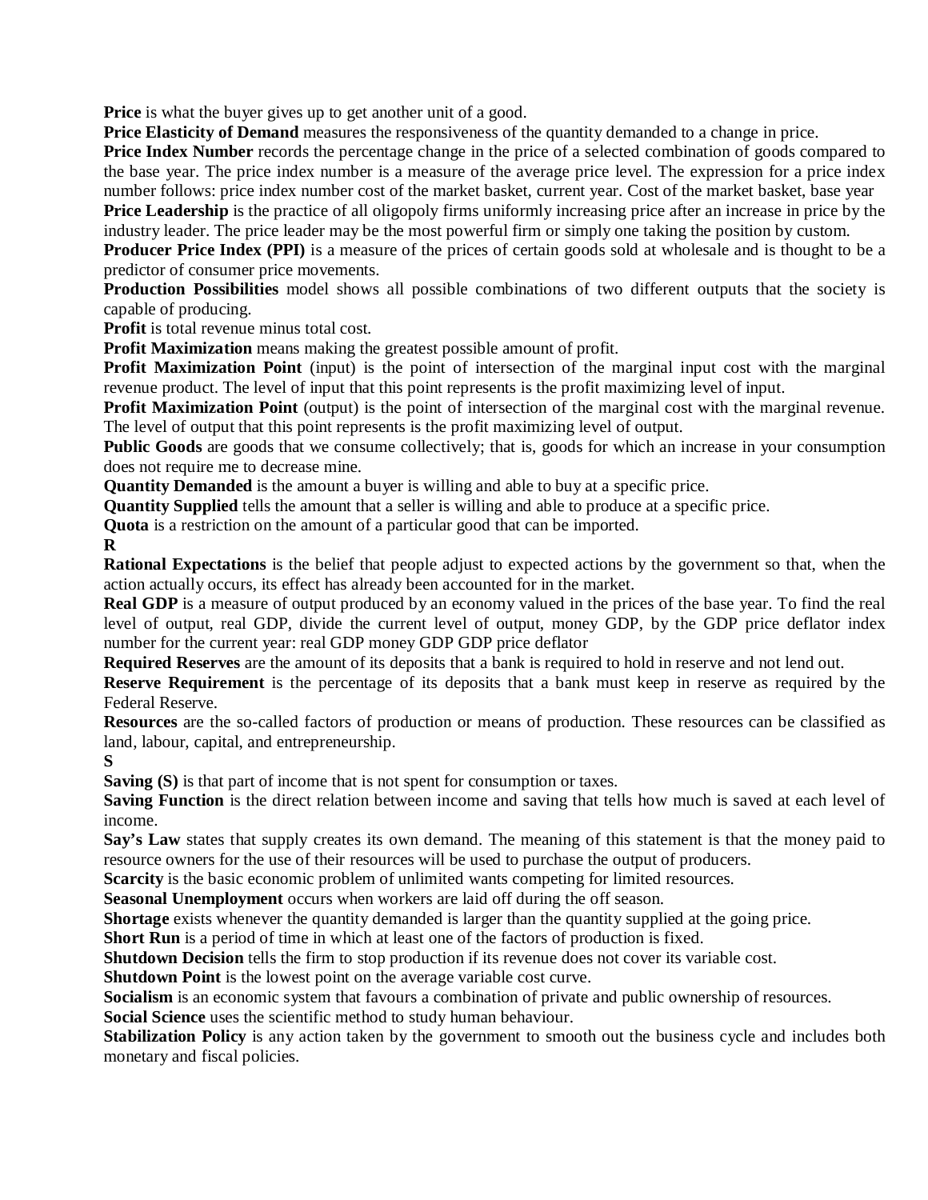**Price** is what the buyer gives up to get another unit of a good.

**Price Elasticity of Demand** measures the responsiveness of the quantity demanded to a change in price.

**Price Index Number** records the percentage change in the price of a selected combination of goods compared to the base year. The price index number is a measure of the average price level. The expression for a price index number follows: price index number cost of the market basket, current year. Cost of the market basket, base year

**Price Leadership** is the practice of all oligopoly firms uniformly increasing price after an increase in price by the industry leader. The price leader may be the most powerful firm or simply one taking the position by custom.

**Producer Price Index (PPI)** is a measure of the prices of certain goods sold at wholesale and is thought to be a predictor of consumer price movements.

**Production Possibilities** model shows all possible combinations of two different outputs that the society is capable of producing.

**Profit** is total revenue minus total cost.

**Profit Maximization** means making the greatest possible amount of profit.

**Profit Maximization Point** (input) is the point of intersection of the marginal input cost with the marginal revenue product. The level of input that this point represents is the profit maximizing level of input.

**Profit Maximization Point** (output) is the point of intersection of the marginal cost with the marginal revenue. The level of output that this point represents is the profit maximizing level of output.

**Public Goods** are goods that we consume collectively; that is, goods for which an increase in your consumption does not require me to decrease mine.

**Quantity Demanded** is the amount a buyer is willing and able to buy at a specific price.

**Quantity Supplied** tells the amount that a seller is willing and able to produce at a specific price.

**Quota** is a restriction on the amount of a particular good that can be imported.

**R**

**Rational Expectations** is the belief that people adjust to expected actions by the government so that, when the action actually occurs, its effect has already been accounted for in the market.

**Real GDP** is a measure of output produced by an economy valued in the prices of the base year. To find the real level of output, real GDP, divide the current level of output, money GDP, by the GDP price deflator index number for the current year: real GDP money GDP GDP price deflator

**Required Reserves** are the amount of its deposits that a bank is required to hold in reserve and not lend out.

**Reserve Requirement** is the percentage of its deposits that a bank must keep in reserve as required by the Federal Reserve.

**Resources** are the so-called factors of production or means of production. These resources can be classified as land, labour, capital, and entrepreneurship.

**S**

**Saving (S)** is that part of income that is not spent for consumption or taxes.

**Saving Function** is the direct relation between income and saving that tells how much is saved at each level of income.

**Say's Law** states that supply creates its own demand. The meaning of this statement is that the money paid to resource owners for the use of their resources will be used to purchase the output of producers.

**Scarcity** is the basic economic problem of unlimited wants competing for limited resources.

**Seasonal Unemployment** occurs when workers are laid off during the off season.

**Shortage** exists whenever the quantity demanded is larger than the quantity supplied at the going price.

**Short Run** is a period of time in which at least one of the factors of production is fixed.

**Shutdown Decision** tells the firm to stop production if its revenue does not cover its variable cost.

**Shutdown Point** is the lowest point on the average variable cost curve.

**Socialism** is an economic system that favours a combination of private and public ownership of resources.

**Social Science** uses the scientific method to study human behaviour.

**Stabilization Policy** is any action taken by the government to smooth out the business cycle and includes both monetary and fiscal policies.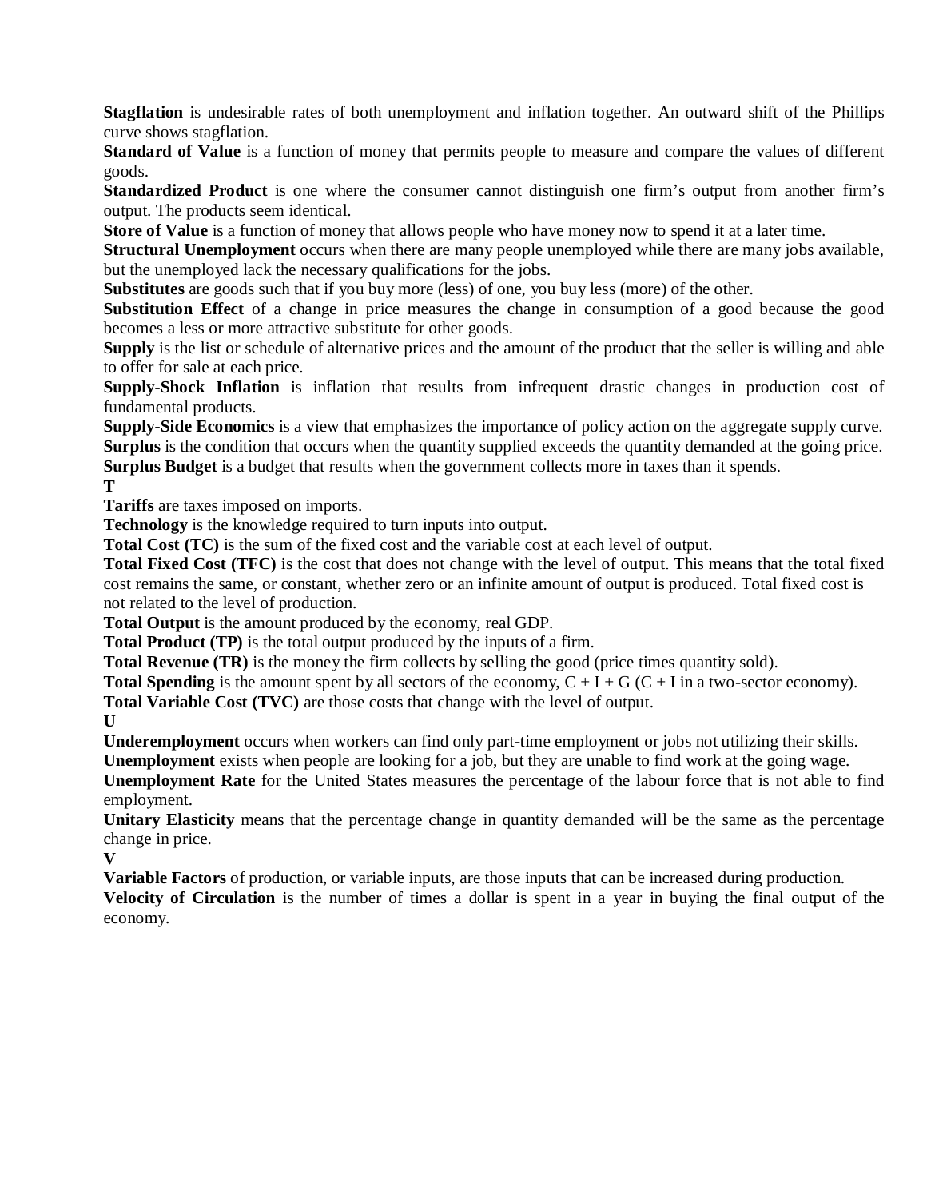**Stagflation** is undesirable rates of both unemployment and inflation together. An outward shift of the Phillips curve shows stagflation.

**Standard of Value** is a function of money that permits people to measure and compare the values of different goods.

**Standardized Product** is one where the consumer cannot distinguish one firm's output from another firm's output. The products seem identical.

**Store of Value** is a function of money that allows people who have money now to spend it at a later time.

**Structural Unemployment** occurs when there are many people unemployed while there are many jobs available, but the unemployed lack the necessary qualifications for the jobs.

**Substitutes** are goods such that if you buy more (less) of one, you buy less (more) of the other.

**Substitution Effect** of a change in price measures the change in consumption of a good because the good becomes a less or more attractive substitute for other goods.

**Supply** is the list or schedule of alternative prices and the amount of the product that the seller is willing and able to offer for sale at each price.

**Supply-Shock Inflation** is inflation that results from infrequent drastic changes in production cost of fundamental products.

**Supply-Side Economics** is a view that emphasizes the importance of policy action on the aggregate supply curve.

**Surplus** is the condition that occurs when the quantity supplied exceeds the quantity demanded at the going price.

**Surplus Budget** is a budget that results when the government collects more in taxes than it spends.

**T**

**Tariffs** are taxes imposed on imports.

**Technology** is the knowledge required to turn inputs into output.

**Total Cost (TC)** is the sum of the fixed cost and the variable cost at each level of output.

**Total Fixed Cost (TFC)** is the cost that does not change with the level of output. This means that the total fixed cost remains the same, or constant, whether zero or an infinite amount of output is produced. Total fixed cost is not related to the level of production.

**Total Output** is the amount produced by the economy, real GDP.

**Total Product (TP)** is the total output produced by the inputs of a firm.

**Total Revenue (TR)** is the money the firm collects by selling the good (price times quantity sold).

**Total Spending** is the amount spent by all sectors of the economy, C + I + G (C + I in a two-sector economy).

**Total Variable Cost (TVC)** are those costs that change with the level of output.

**U**

**Underemployment** occurs when workers can find only part-time employment or jobs not utilizing their skills.

**Unemployment** exists when people are looking for a job, but they are unable to find work at the going wage.

**Unemployment Rate** for the United States measures the percentage of the labour force that is not able to find employment.

**Unitary Elasticity** means that the percentage change in quantity demanded will be the same as the percentage change in price.

**V**

**Variable Factors** of production, or variable inputs, are those inputs that can be increased during production.

**Velocity of Circulation** is the number of times a dollar is spent in a year in buying the final output of the economy.